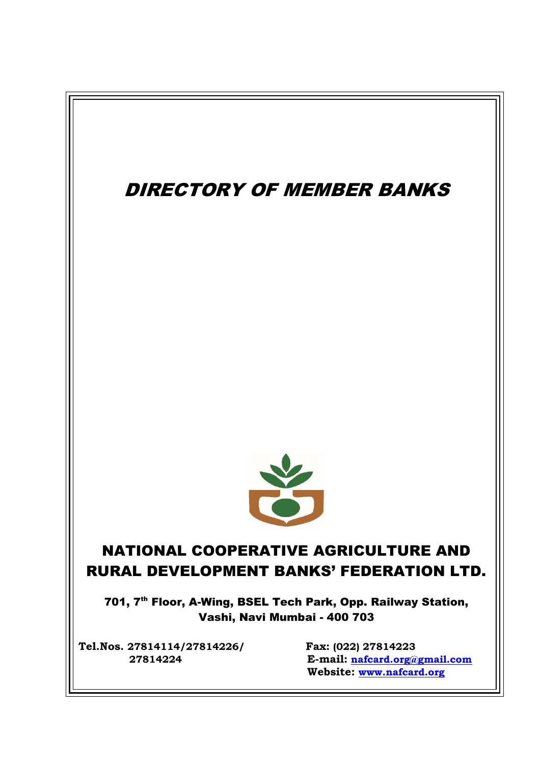# *DIRECTORY OF MEMBER BANKS*

## NATIONAL COOPERATIVE AGRICULTURE AND RURAL DEVELOPMENT BANKS' FEDERATION LTD.

**701, 7th Floor, A-Wing, BSEL Tech Park, Opp. Railway Station, Vashi, Navi Mumbai - 400 703**

**Tel.Nos. 27814114/27814226/ 27814224**

**Fax: (022) 27814223**
**E-mail: nafcard.org@gmail.com**
**Website: www.nafcard.org**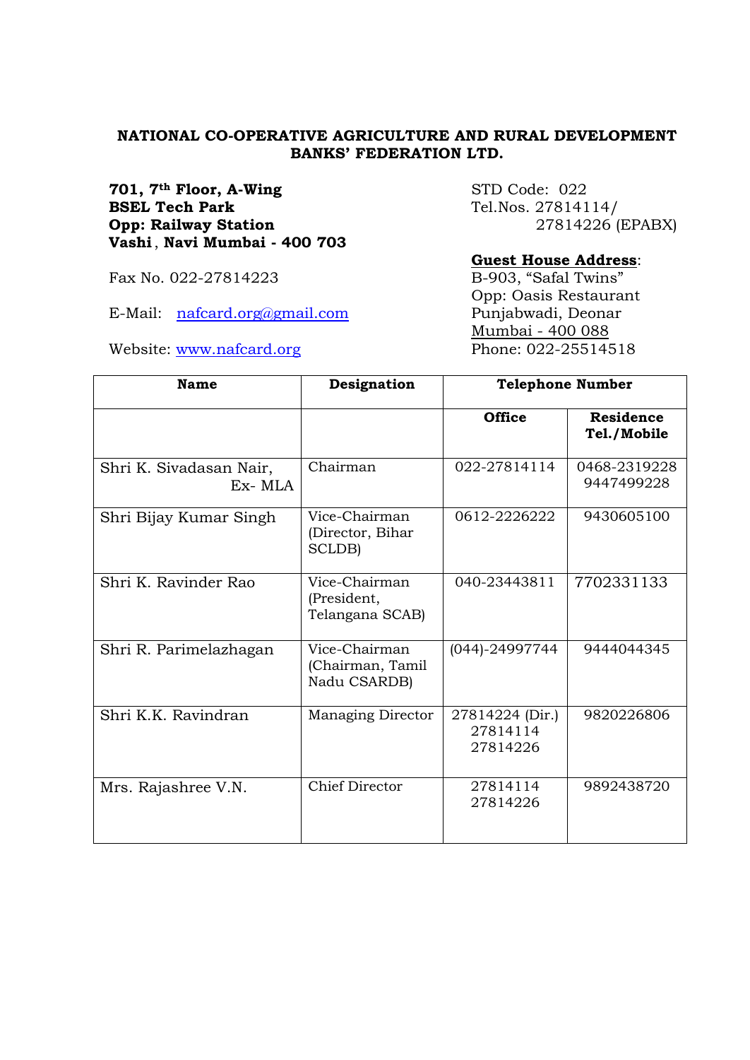**NATIONAL CO-OPERATIVE AGRICULTURE AND RURAL DEVELOPMENT BANKS' FEDERATION LTD.**

**701, 7th Floor, A-Wing**
**BSEL Tech Park**
**Opp: Railway Station**
**Vashi, Navi Mumbai - 400 703**

Fax No. 022-27814223

E-Mail: nafcard.org@gmail.com

Website: www.nafcard.org

STD Code: 022
Tel.Nos. 27814114/
27814226 (EPABX)

**Guest House Address**:
B-903, "Safal Twins"
Opp: Oasis Restaurant
Punjabwadi, Deonar
Mumbai - 400 088
Phone: 022-25514518

| Name | Designation | Telephone Number | |
|---|---|---|---|
| | | **Office** | **Residence Tel./Mobile** |
| Shri K. Sivadasan Nair, Ex- MLA | Chairman | 022-27814114 | 0468-2319228<br>9447499228 |
| Shri Bijay Kumar Singh | Vice-Chairman (Director, Bihar SCLDB) | 0612-2226222 | 9430605100 |
| Shri K. Ravinder Rao | Vice-Chairman (President, Telangana SCAB) | 040-23443811 | 7702331133 |
| Shri R. Parimelazhagan | Vice-Chairman (Chairman, Tamil Nadu CSARDB) | (044)-24997744 | 9444044345 |
| Shri K.K. Ravindran | Managing Director | 27814224 (Dir.)<br>27814114<br>27814226 | 9820226806 |
| Mrs. Rajashree V.N. | Chief Director | 27814114<br>27814226 | 9892438720 |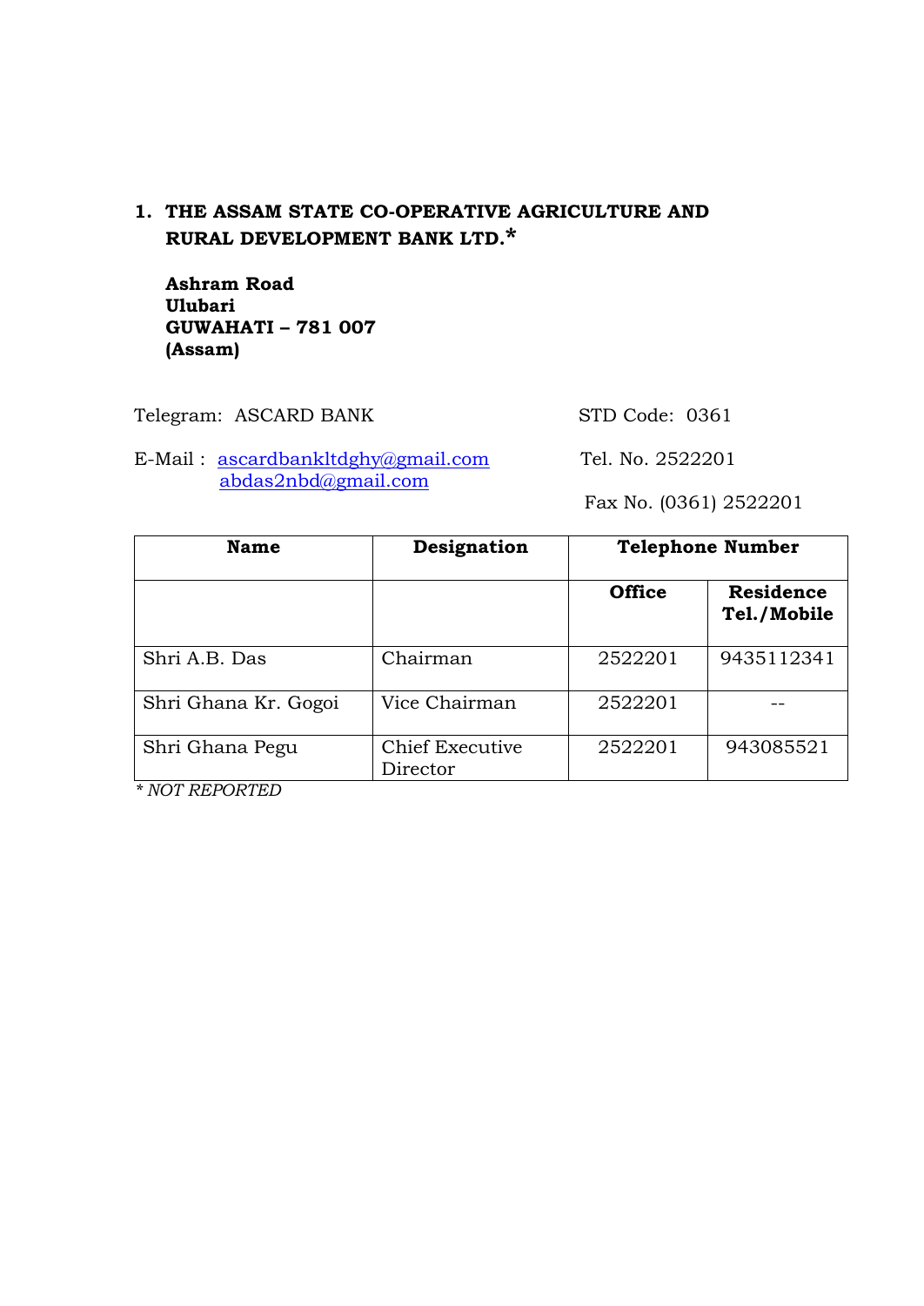## 1. THE ASSAM STATE CO-OPERATIVE AGRICULTURE AND RURAL DEVELOPMENT BANK LTD.*

**Ashram Road**
**Ulubari**
**GUWAHATI – 781 007**
**(Assam)**

Telegram: ASCARD BANK — STD Code: 0361

E-Mail : ascardbankltdghy@gmail.com, abdas2nbd@gmail.com — Tel. No. 2522201

Fax No. (0361) 2522201

| Name | Designation | Telephone Number | |
|---|---|---|---|
| | | Office | Residence Tel./Mobile |
| Shri A.B. Das | Chairman | 2522201 | 9435112341 |
| Shri Ghana Kr. Gogoi | Vice Chairman | 2522201 | -- |
| Shri Ghana Pegu | Chief Executive Director | 2522201 | 943085521 |

*\* NOT REPORTED*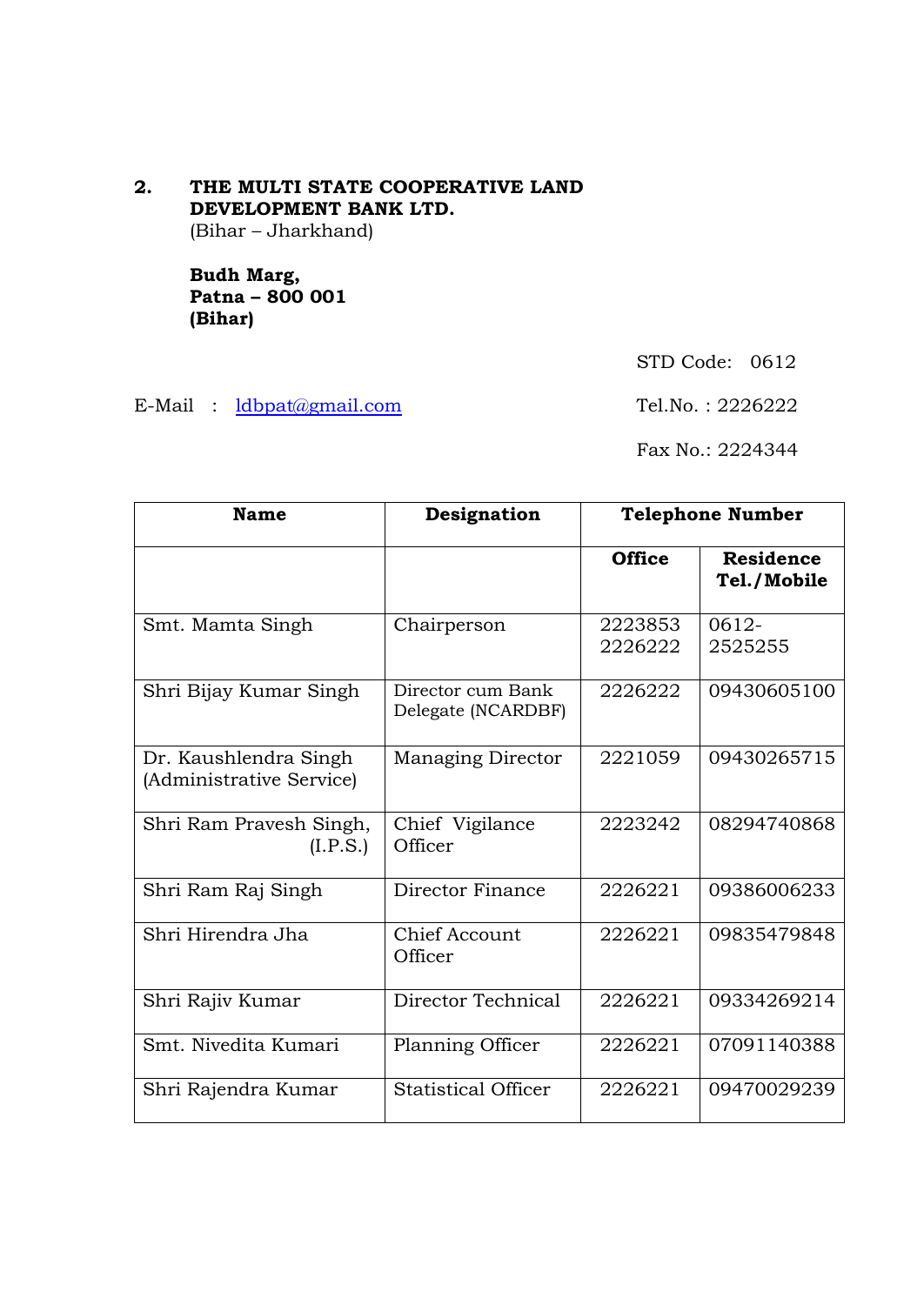## 2. THE MULTI STATE COOPERATIVE LAND DEVELOPMENT BANK LTD.

(Bihar – Jharkhand)

**Budh Marg,**
**Patna – 800 001**
**(Bihar)**

STD Code: 0612

E-Mail : ldbpat@gmail.com

Tel.No. : 2226222

Fax No.: 2224344

| Name | Designation | Telephone Number | |
|---|---|---|---|
| | | **Office** | **Residence Tel./Mobile** |
| Smt. Mamta Singh | Chairperson | 2223853 2226222 | 0612-2525255 |
| Shri Bijay Kumar Singh | Director cum Bank Delegate (NCARDBF) | 2226222 | 09430605100 |
| Dr. Kaushlendra Singh (Administrative Service) | Managing Director | 2221059 | 09430265715 |
| Shri Ram Pravesh Singh, (I.P.S.) | Chief Vigilance Officer | 2223242 | 08294740868 |
| Shri Ram Raj Singh | Director Finance | 2226221 | 09386006233 |
| Shri Hirendra Jha | Chief Account Officer | 2226221 | 09835479848 |
| Shri Rajiv Kumar | Director Technical | 2226221 | 09334269214 |
| Smt. Nivedita Kumari | Planning Officer | 2226221 | 07091140388 |
| Shri Rajendra Kumar | Statistical Officer | 2226221 | 09470029239 |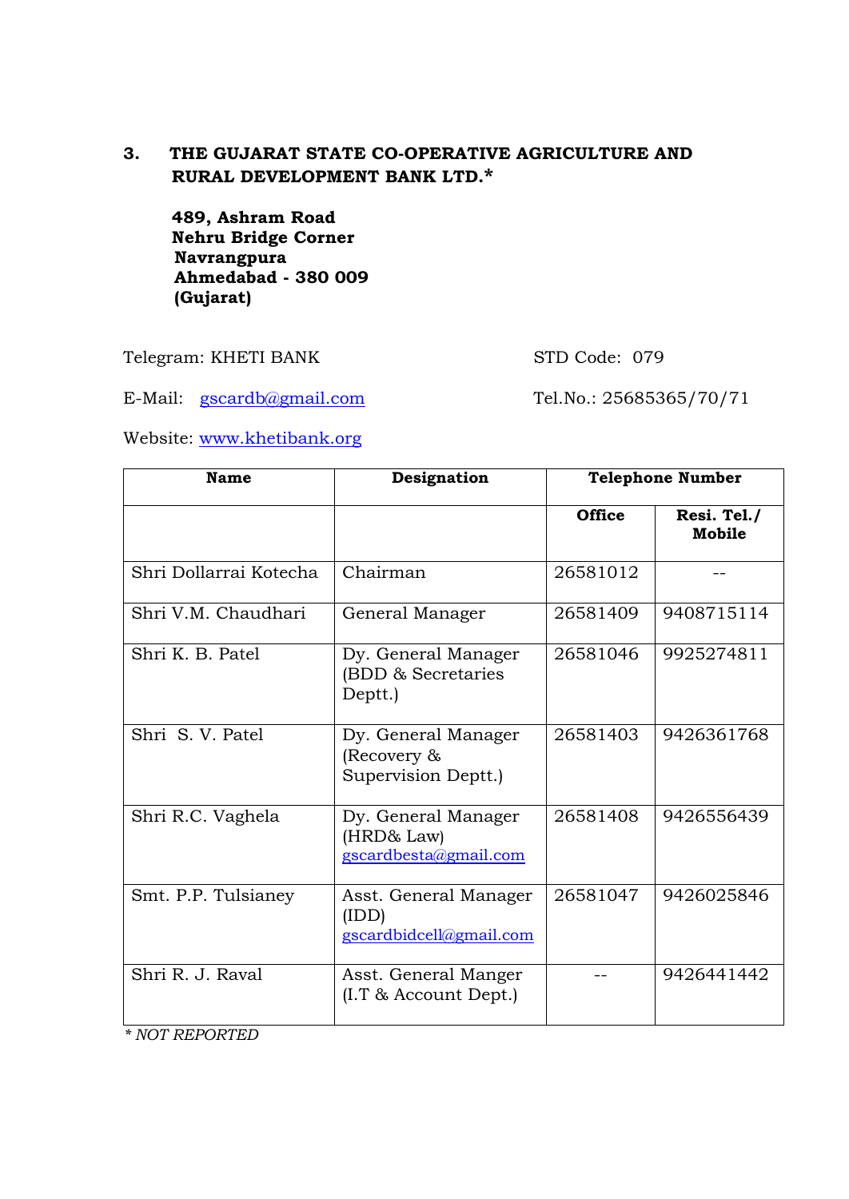## 3. THE GUJARAT STATE CO-OPERATIVE AGRICULTURE AND RURAL DEVELOPMENT BANK LTD.*

**489, Ashram Road**
**Nehru Bridge Corner**
**Navrangpura**
**Ahmedabad - 380 009**
**(Gujarat)**

Telegram: KHETI BANK

STD Code: 079

E-Mail: gscardb@gmail.com

Tel.No.: 25685365/70/71

Website: www.khetibank.org

| Name | Designation | Telephone Number | |
|---|---|---|---|
| | | **Office** | **Resi. Tel./ Mobile** |
| Shri Dollarrai Kotecha | Chairman | 26581012 | -- |
| Shri V.M. Chaudhari | General Manager | 26581409 | 9408715114 |
| Shri K. B. Patel | Dy. General Manager (BDD & Secretaries Deptt.) | 26581046 | 9925274811 |
| Shri S. V. Patel | Dy. General Manager (Recovery & Supervision Deptt.) | 26581403 | 9426361768 |
| Shri R.C. Vaghela | Dy. General Manager (HRD& Law) gscardbesta@gmail.com | 26581408 | 9426556439 |
| Smt. P.P. Tulsianey | Asst. General Manager (IDD) gscardbidcell@gmail.com | 26581047 | 9426025846 |
| Shri R. J. Raval | Asst. General Manger (I.T & Account Dept.) | -- | 9426441442 |

*\* NOT REPORTED*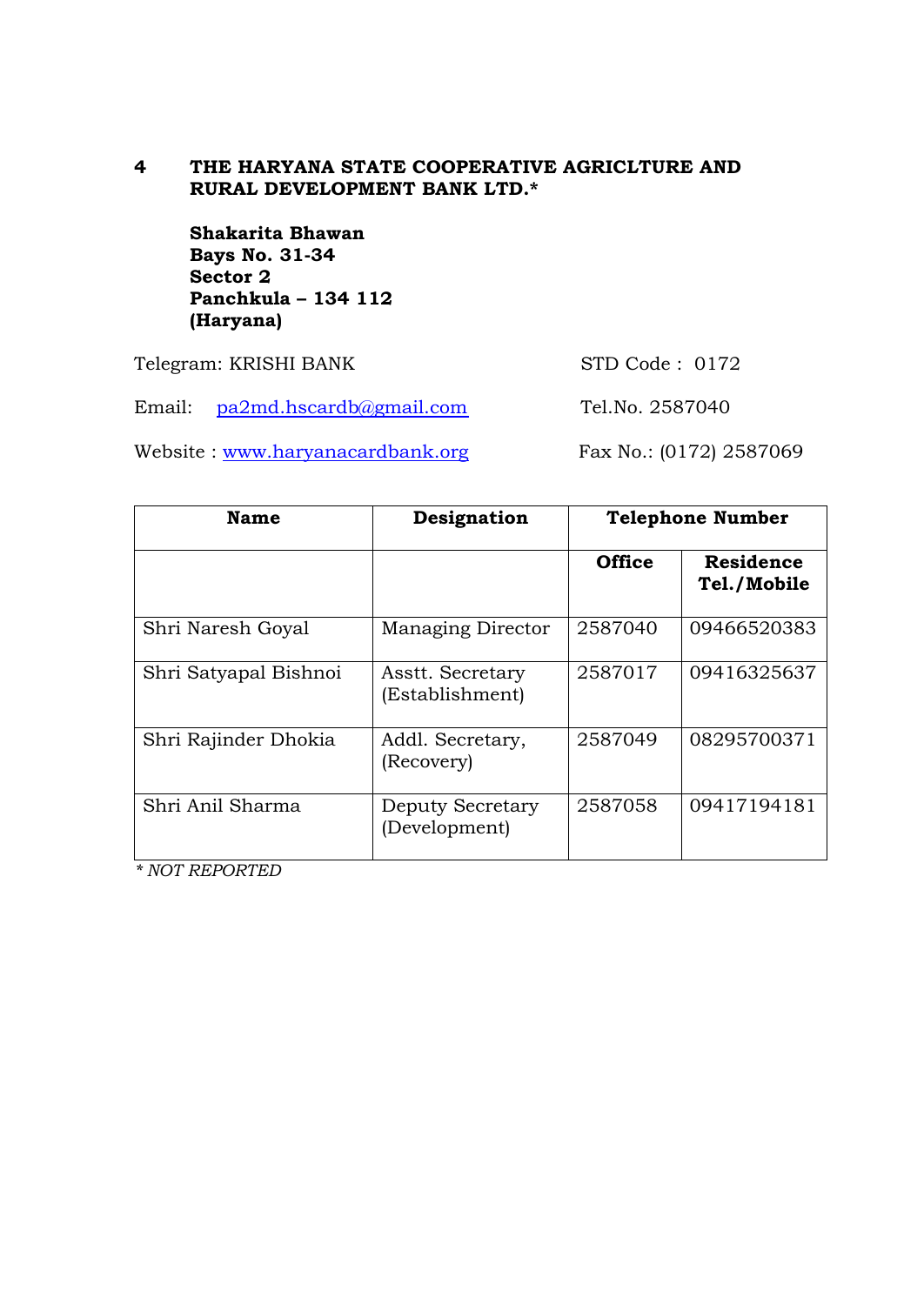## 4 THE HARYANA STATE COOPERATIVE AGRICLTURE AND RURAL DEVELOPMENT BANK LTD.*

**Shakarita Bhawan**
**Bays No. 31-34**
**Sector 2**
**Panchkula – 134 112**
**(Haryana)**

Telegram: KRISHI BANK STD Code : 0172

Email: pa2md.hscardb@gmail.com Tel.No. 2587040

Website : www.haryanacardbank.org Fax No.: (0172) 2587069

| Name | Designation | Telephone Number | |
|---|---|---|---|
| | | **Office** | **Residence Tel./Mobile** |
| Shri Naresh Goyal | Managing Director | 2587040 | 09466520383 |
| Shri Satyapal Bishnoi | Asstt. Secretary (Establishment) | 2587017 | 09416325637 |
| Shri Rajinder Dhokia | Addl. Secretary, (Recovery) | 2587049 | 08295700371 |
| Shri Anil Sharma | Deputy Secretary (Development) | 2587058 | 09417194181 |

*\* NOT REPORTED*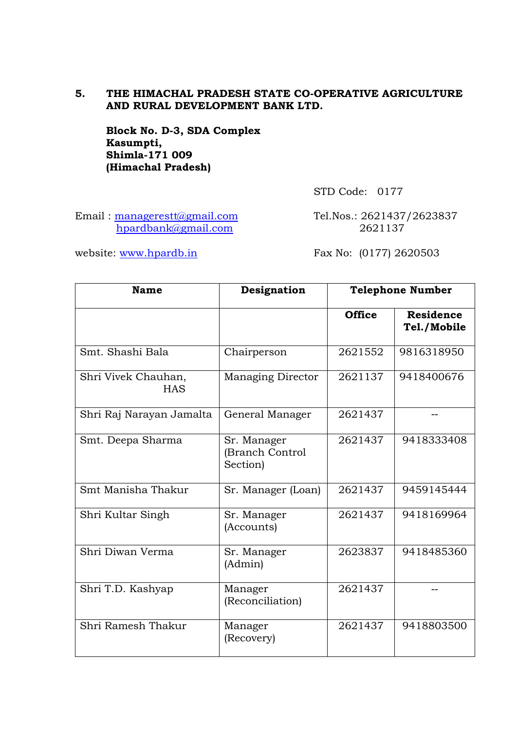## 5. THE HIMACHAL PRADESH STATE CO-OPERATIVE AGRICULTURE AND RURAL DEVELOPMENT BANK LTD.

**Block No. D-3, SDA Complex**
**Kasumpti,**
**Shimla-171 009**
**(Himachal Pradesh)**

STD Code: 0177

Email : managerestt@gmail.com
hpardbank@gmail.com

Tel.Nos.: 2621437/2623837
2621137

website: www.hpardb.in

Fax No: (0177) 2620503

| Name | Designation | Telephone Number | |
|---|---|---|---|
| | | **Office** | **Residence Tel./Mobile** |
| Smt. Shashi Bala | Chairperson | 2621552 | 9816318950 |
| Shri Vivek Chauhan, HAS | Managing Director | 2621137 | 9418400676 |
| Shri Raj Narayan Jamalta | General Manager | 2621437 | -- |
| Smt. Deepa Sharma | Sr. Manager (Branch Control Section) | 2621437 | 9418333408 |
| Smt Manisha Thakur | Sr. Manager (Loan) | 2621437 | 9459145444 |
| Shri Kultar Singh | Sr. Manager (Accounts) | 2621437 | 9418169964 |
| Shri Diwan Verma | Sr. Manager (Admin) | 2623837 | 9418485360 |
| Shri T.D. Kashyap | Manager (Reconciliation) | 2621437 | -- |
| Shri Ramesh Thakur | Manager (Recovery) | 2621437 | 9418803500 |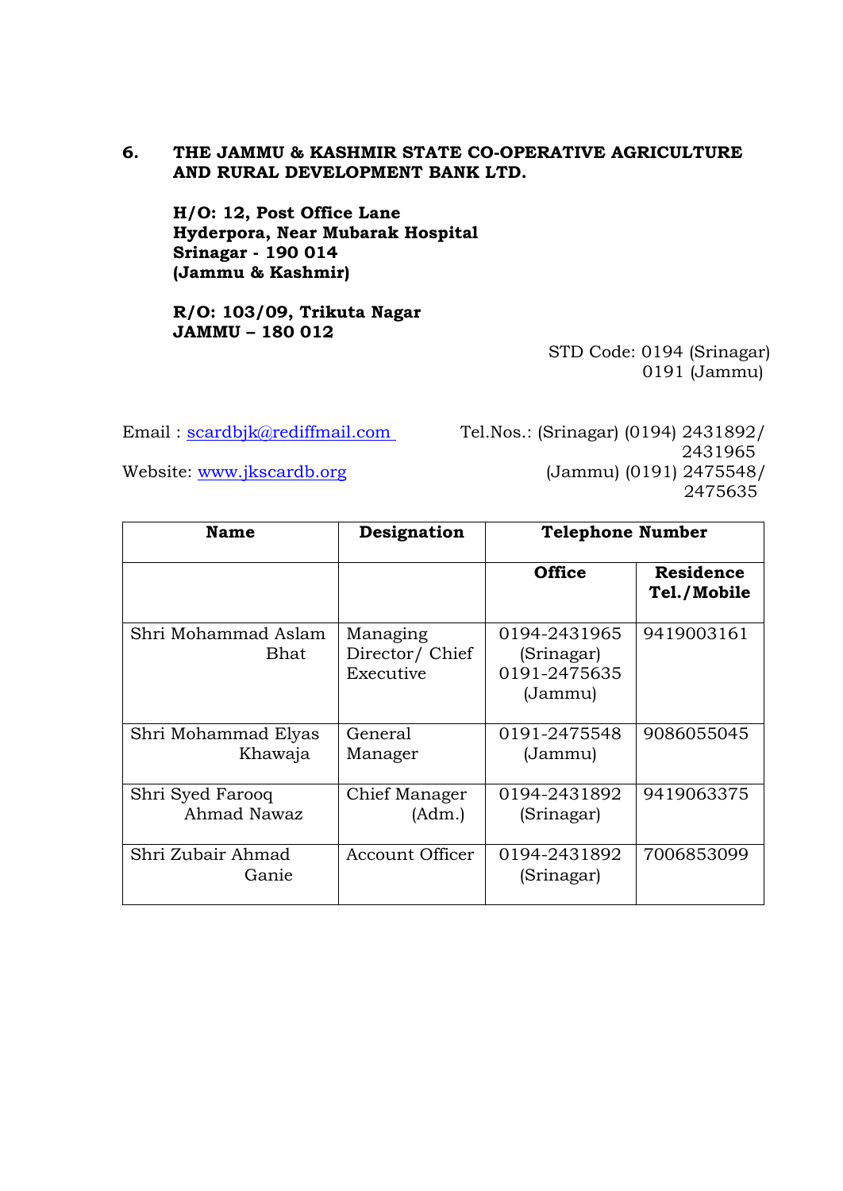**6. THE JAMMU & KASHMIR STATE CO-OPERATIVE AGRICULTURE AND RURAL DEVELOPMENT BANK LTD.**

**H/O: 12, Post Office Lane**
**Hyderpora, Near Mubarak Hospital**
**Srinagar - 190 014**
**(Jammu & Kashmir)**

**R/O: 103/09, Trikuta Nagar**
**JAMMU – 180 012**

STD Code: 0194 (Srinagar)
0191 (Jammu)

Email : scardbjk@rediffmail.com

Website: www.jkscardb.org

Tel.Nos.: (Srinagar) (0194) 2431892/ 2431965
(Jammu) (0191) 2475548/ 2475635

| Name | Designation | Telephone Number | |
|---|---|---|---|
| | | **Office** | **Residence Tel./Mobile** |
| Shri Mohammad Aslam Bhat | Managing Director/ Chief Executive | 0194-2431965 (Srinagar) 0191-2475635 (Jammu) | 9419003161 |
| Shri Mohammad Elyas Khawaja | General Manager | 0191-2475548 (Jammu) | 9086055045 |
| Shri Syed Farooq Ahmad Nawaz | Chief Manager (Adm.) | 0194-2431892 (Srinagar) | 9419063375 |
| Shri Zubair Ahmad Ganie | Account Officer | 0194-2431892 (Srinagar) | 7006853099 |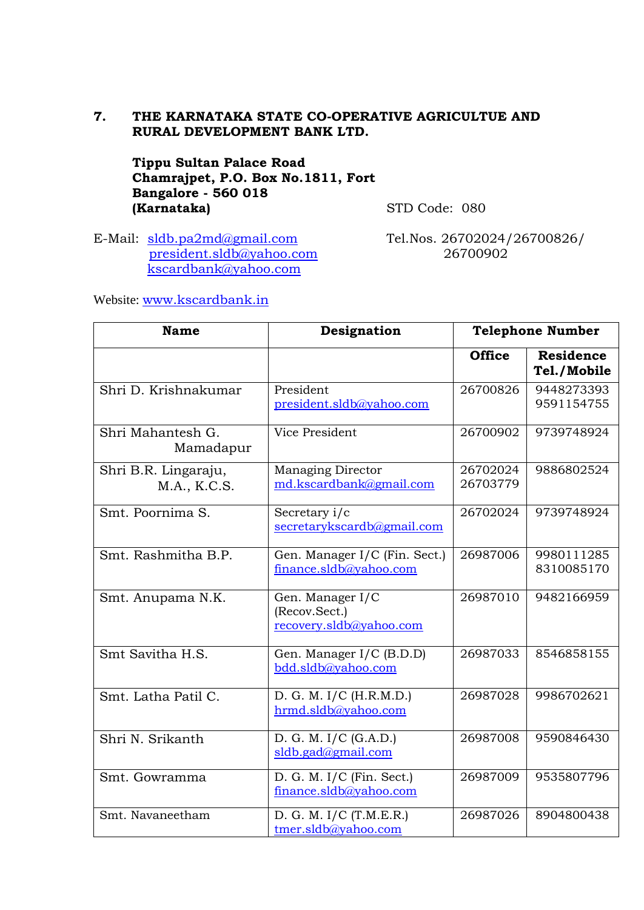## 7. THE KARNATAKA STATE CO-OPERATIVE AGRICULTUE AND RURAL DEVELOPMENT BANK LTD.

**Tippu Sultan Palace Road**
**Chamrajpet, P.O. Box No.1811, Fort**
**Bangalore - 560 018**
**(Karnataka)**

STD Code: 080

E-Mail: sldb.pa2md@gmail.com
president.sldb@yahoo.com
kscardbank@yahoo.com

Tel.Nos. 26702024/26700826/ 26700902

Website: www.kscardbank.in

| Name | Designation | Telephone Number | |
|---|---|---|---|
| | | **Office** | **Residence Tel./Mobile** |
| Shri D. Krishnakumar | President<br>president.sldb@yahoo.com | 26700826 | 9448273393<br>9591154755 |
| Shri Mahantesh G. Mamadapur | Vice President | 26700902 | 9739748924 |
| Shri B.R. Lingaraju, M.A., K.C.S. | Managing Director<br>md.kscardbank@gmail.com | 26702024<br>26703779 | 9886802524 |
| Smt. Poornima S. | Secretary i/c<br>secretarykscardb@gmail.com | 26702024 | 9739748924 |
| Smt. Rashmitha B.P. | Gen. Manager I/C (Fin. Sect.)<br>finance.sldb@yahoo.com | 26987006 | 9980111285<br>8310085170 |
| Smt. Anupama N.K. | Gen. Manager I/C (Recov.Sect.)<br>recovery.sldb@yahoo.com | 26987010 | 9482166959 |
| Smt Savitha H.S. | Gen. Manager I/C (B.D.D)<br>bdd.sldb@yahoo.com | 26987033 | 8546858155 |
| Smt. Latha Patil C. | D. G. M. I/C (H.R.M.D.)<br>hrmd.sldb@yahoo.com | 26987028 | 9986702621 |
| Shri N. Srikanth | D. G. M. I/C (G.A.D.)<br>sldb.gad@gmail.com | 26987008 | 9590846430 |
| Smt. Gowramma | D. G. M. I/C (Fin. Sect.)<br>finance.sldb@yahoo.com | 26987009 | 9535807796 |
| Smt. Navaneetham | D. G. M. I/C (T.M.E.R.)<br>tmer.sldb@yahoo.com | 26987026 | 8904800438 |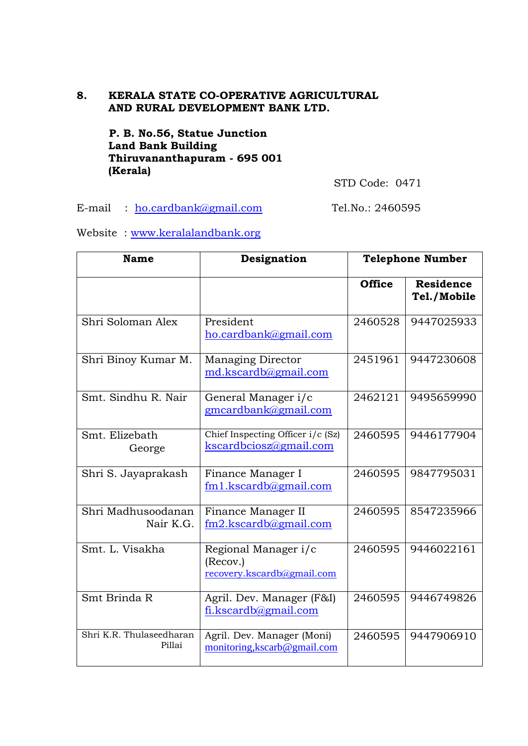## 8. KERALA STATE CO-OPERATIVE AGRICULTURAL AND RURAL DEVELOPMENT BANK LTD.

**P. B. No.56, Statue Junction**
**Land Bank Building**
**Thiruvananthapuram - 695 001**
**(Kerala)**

STD Code: 0471

E-mail : ho.cardbank@gmail.com Tel.No.: 2460595

Website : www.keralalandbank.org

| Name | Designation | Telephone Number | |
|---|---|---|---|
| | | **Office** | **Residence Tel./Mobile** |
| Shri Soloman Alex | President ho.cardbank@gmail.com | 2460528 | 9447025933 |
| Shri Binoy Kumar M. | Managing Director md.kscardb@gmail.com | 2451961 | 9447230608 |
| Smt. Sindhu R. Nair | General Manager i/c gmcardbank@gmail.com | 2462121 | 9495659990 |
| Smt. Elizebath George | Chief Inspecting Officer i/c (Sz) kscardbciosz@gmail.com | 2460595 | 9446177904 |
| Shri S. Jayaprakash | Finance Manager I fm1.kscardb@gmail.com | 2460595 | 9847795031 |
| Shri Madhusoodanan Nair K.G. | Finance Manager II fm2.kscardb@gmail.com | 2460595 | 8547235966 |
| Smt. L. Visakha | Regional Manager i/c (Recov.) recovery.kscardb@gmail.com | 2460595 | 9446022161 |
| Smt Brinda R | Agril. Dev. Manager (F&I) fi.kscardb@gmail.com | 2460595 | 9446749826 |
| Shri K.R. Thulaseedharan Pillai | Agril. Dev. Manager (Moni) monitoring,kscarb@gmail.com | 2460595 | 9447906910 |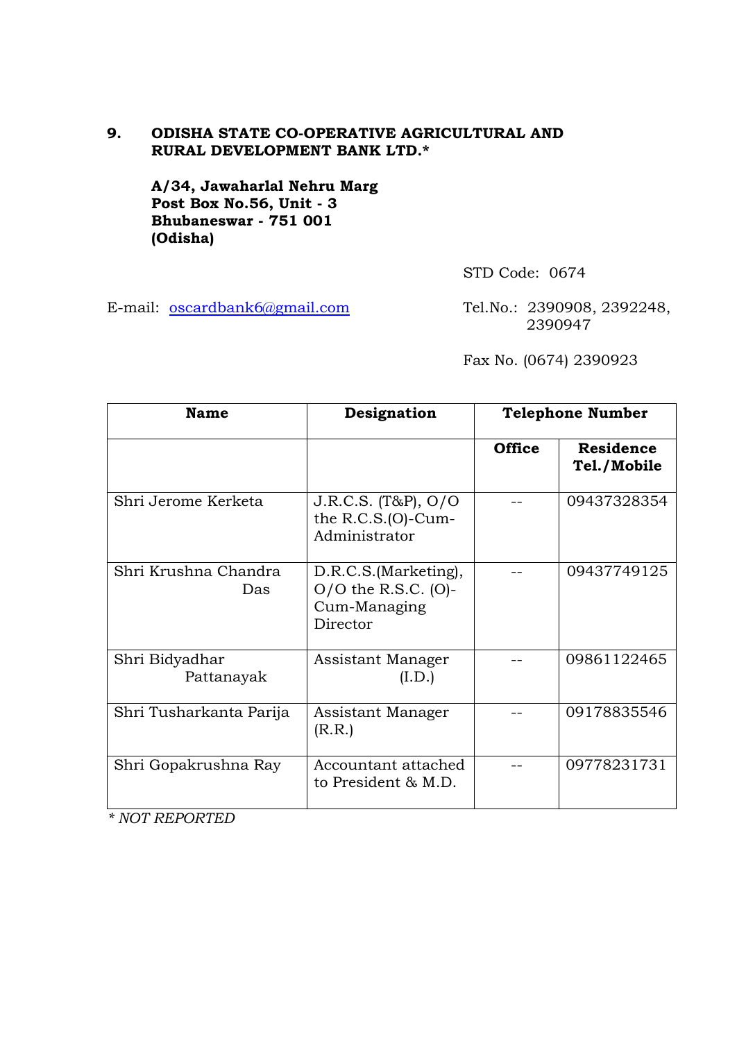## 9. ODISHA STATE CO-OPERATIVE AGRICULTURAL AND RURAL DEVELOPMENT BANK LTD.*

**A/34, Jawaharlal Nehru Marg**
**Post Box No.56, Unit - 3**
**Bhubaneswar - 751 001**
**(Odisha)**

STD Code: 0674

E-mail: oscardbank6@gmail.com

Tel.No.: 2390908, 2392248, 2390947

Fax No. (0674) 2390923

| Name | Designation | Telephone Number | |
|---|---|---|---|
| | | Office | Residence Tel./Mobile |
| Shri Jerome Kerketa | J.R.C.S. (T&P), O/O the R.C.S.(O)-Cum-Administrator | -- | 09437328354 |
| Shri Krushna Chandra Das | D.R.C.S.(Marketing), O/O the R.S.C. (O)-Cum-Managing Director | -- | 09437749125 |
| Shri Bidyadhar Pattanayak | Assistant Manager (I.D.) | -- | 09861122465 |
| Shri Tusharkanta Parija | Assistant Manager (R.R.) | -- | 09178835546 |
| Shri Gopakrushna Ray | Accountant attached to President & M.D. | -- | 09778231731 |

*\* NOT REPORTED*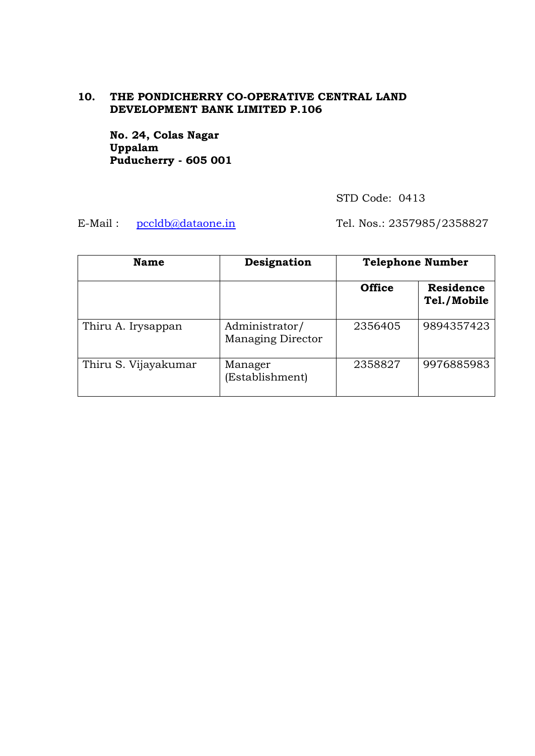**10. THE PONDICHERRY CO-OPERATIVE CENTRAL LAND DEVELOPMENT BANK LIMITED P.106**

**No. 24, Colas Nagar**
**Uppalam**
**Puducherry - 605 001**

STD Code: 0413

E-Mail : pccldb@dataone.in

Tel. Nos.: 2357985/2358827

| Name | Designation | Telephone Number | |
|---|---|---|---|
| | | **Office** | **Residence Tel./Mobile** |
| Thiru A. Irysappan | Administrator/ Managing Director | 2356405 | 9894357423 |
| Thiru S. Vijayakumar | Manager (Establishment) | 2358827 | 9976885983 |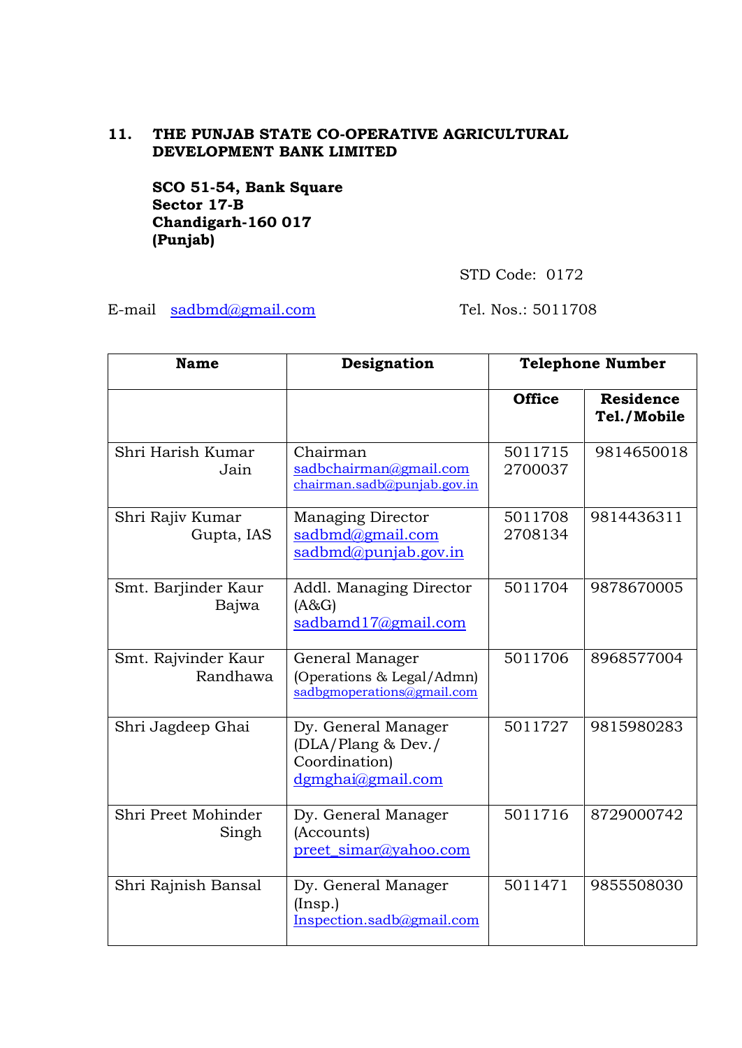## 11. THE PUNJAB STATE CO-OPERATIVE AGRICULTURAL DEVELOPMENT BANK LIMITED

**SCO 51-54, Bank Square**
**Sector 17-B**
**Chandigarh-160 017**
**(Punjab)**

STD Code: 0172

E-mail sadbmd@gmail.com Tel. Nos.: 5011708

| Name | Designation | Telephone Number | |
|---|---|---|---|
| | | **Office** | **Residence Tel./Mobile** |
| Shri Harish Kumar Jain | Chairman sadbchairman@gmail.com chairman.sadb@punjab.gov.in | 5011715 2700037 | 9814650018 |
| Shri Rajiv Kumar Gupta, IAS | Managing Director sadbmd@gmail.com sadbmd@punjab.gov.in | 5011708 2708134 | 9814436311 |
| Smt. Barjinder Kaur Bajwa | Addl. Managing Director (A&G) sadbamd17@gmail.com | 5011704 | 9878670005 |
| Smt. Rajvinder Kaur Randhawa | General Manager (Operations & Legal/Admn) sadbgmoperations@gmail.com | 5011706 | 8968577004 |
| Shri Jagdeep Ghai | Dy. General Manager (DLA/Plang & Dev./ Coordination) dgmghai@gmail.com | 5011727 | 9815980283 |
| Shri Preet Mohinder Singh | Dy. General Manager (Accounts) preet_simar@yahoo.com | 5011716 | 8729000742 |
| Shri Rajnish Bansal | Dy. General Manager (Insp.) Inspection.sadb@gmail.com | 5011471 | 9855508030 |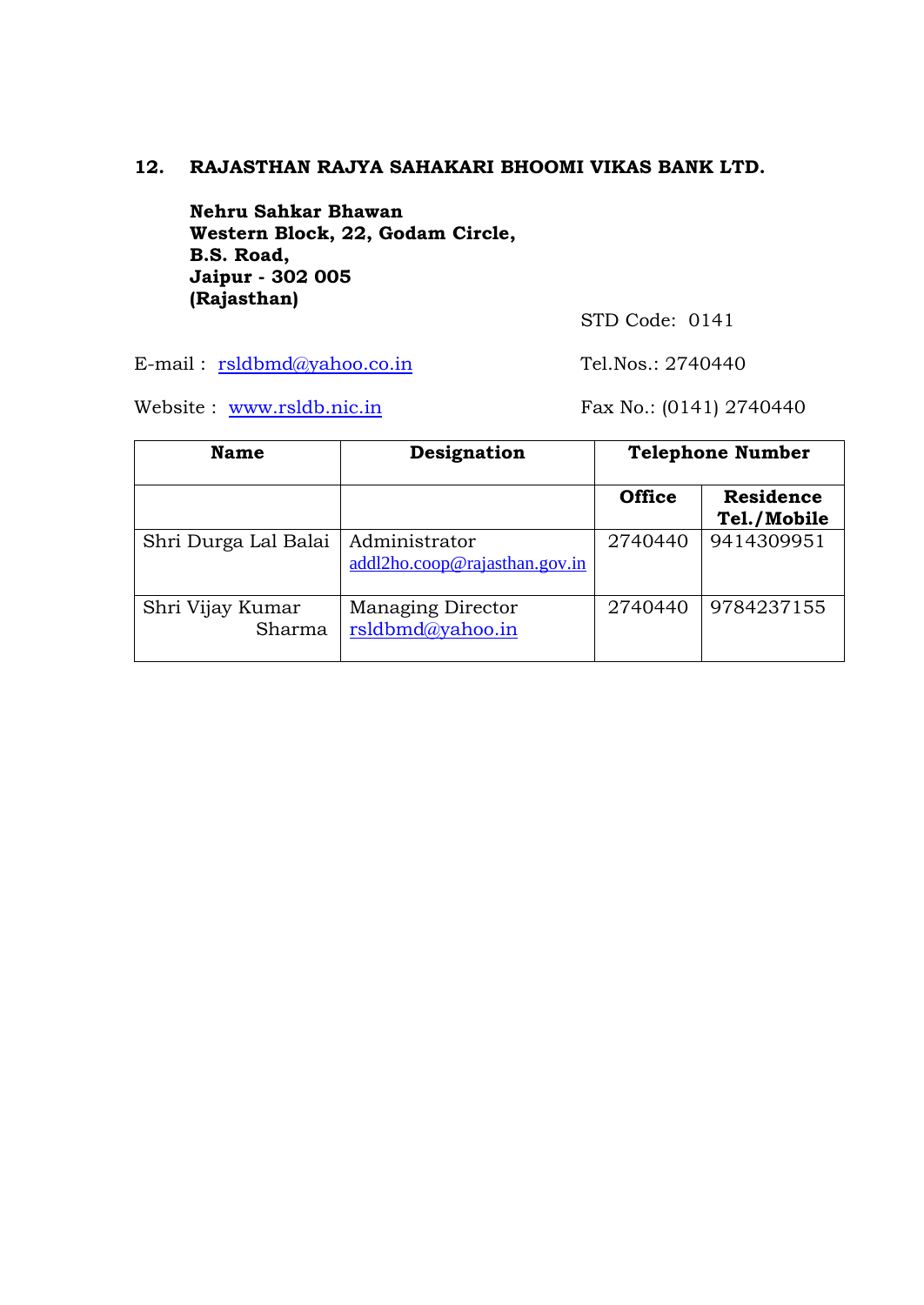## 12. RAJASTHAN RAJYA SAHAKARI BHOOMI VIKAS BANK LTD.

**Nehru Sahkar Bhawan**
**Western Block, 22, Godam Circle,**
**B.S. Road,**
**Jaipur - 302 005**
**(Rajasthan)**

STD Code: 0141

E-mail : rsldbmd@yahoo.co.in

Tel.Nos.: 2740440

Website : www.rsldb.nic.in

Fax No.: (0141) 2740440

| Name | Designation | Telephone Number | |
|---|---|---|---|
| | | Office | Residence Tel./Mobile |
| Shri Durga Lal Balai | Administrator addl2ho.coop@rajasthan.gov.in | 2740440 | 9414309951 |
| Shri Vijay Kumar Sharma | Managing Director rsldbmd@yahoo.in | 2740440 | 9784237155 |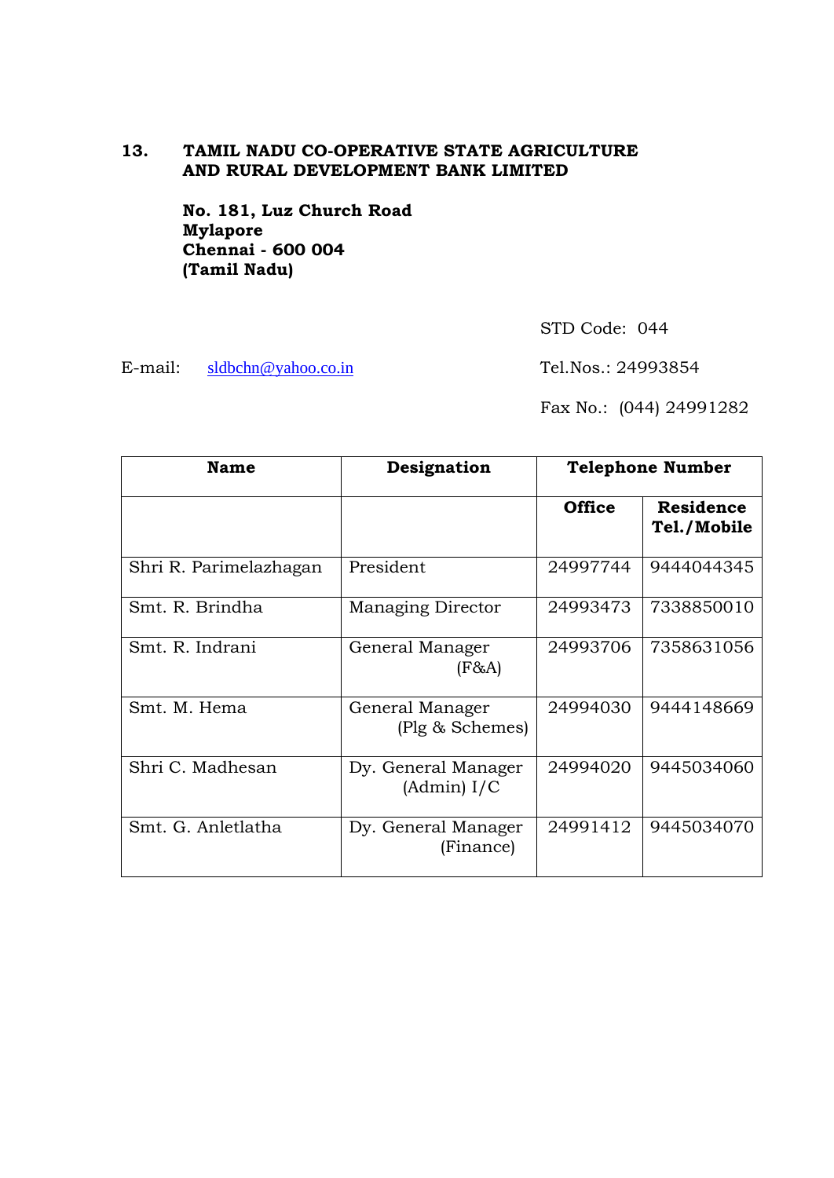## 13. TAMIL NADU CO-OPERATIVE STATE AGRICULTURE AND RURAL DEVELOPMENT BANK LIMITED

**No. 181, Luz Church Road**
**Mylapore**
**Chennai - 600 004**
**(Tamil Nadu)**

STD Code: 044

E-mail: sldbchn@yahoo.co.in

Tel.Nos.: 24993854

Fax No.: (044) 24991282

| **Name** | **Designation** | **Telephone Number** | |
|---|---|---|---|
| | | **Office** | **Residence Tel./Mobile** |
| Shri R. Parimelazhagan | President | 24997744 | 9444044345 |
| Smt. R. Brindha | Managing Director | 24993473 | 7338850010 |
| Smt. R. Indrani | General Manager (F&A) | 24993706 | 7358631056 |
| Smt. M. Hema | General Manager (Plg & Schemes) | 24994030 | 9444148669 |
| Shri C. Madhesan | Dy. General Manager (Admin) I/C | 24994020 | 9445034060 |
| Smt. G. Anletlatha | Dy. General Manager (Finance) | 24991412 | 9445034070 |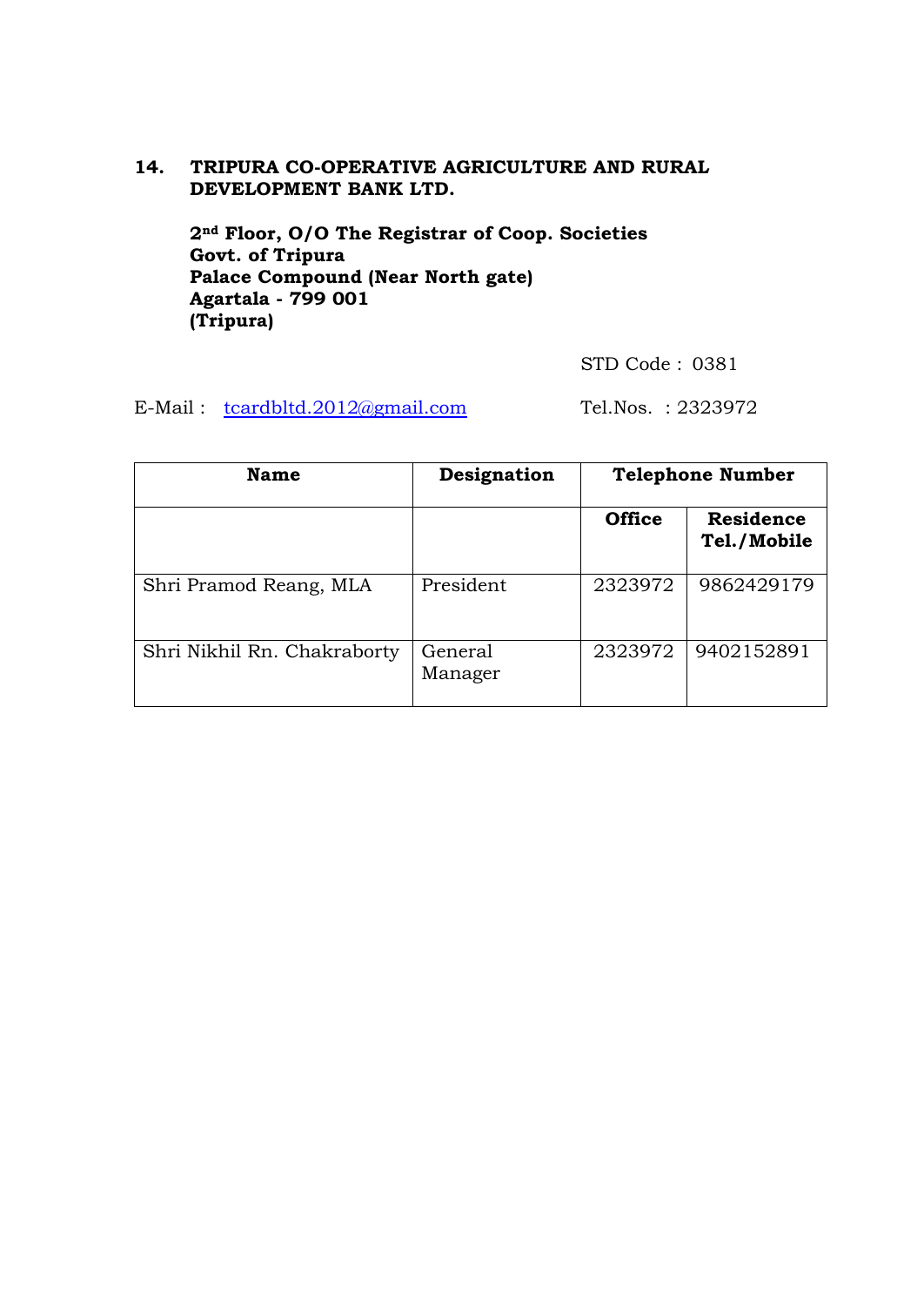## 14. TRIPURA CO-OPERATIVE AGRICULTURE AND RURAL DEVELOPMENT BANK LTD.

**2nd Floor, O/O The Registrar of Coop. Societies**
**Govt. of Tripura**
**Palace Compound (Near North gate)**
**Agartala - 799 001**
**(Tripura)**

STD Code : 0381

E-Mail : tcardbltd.2012@gmail.com Tel.Nos. : 2323972

| Name | Designation | Telephone Number | |
|---|---|---|---|
| | | Office | Residence Tel./Mobile |
| Shri Pramod Reang, MLA | President | 2323972 | 9862429179 |
| Shri Nikhil Rn. Chakraborty | General Manager | 2323972 | 9402152891 |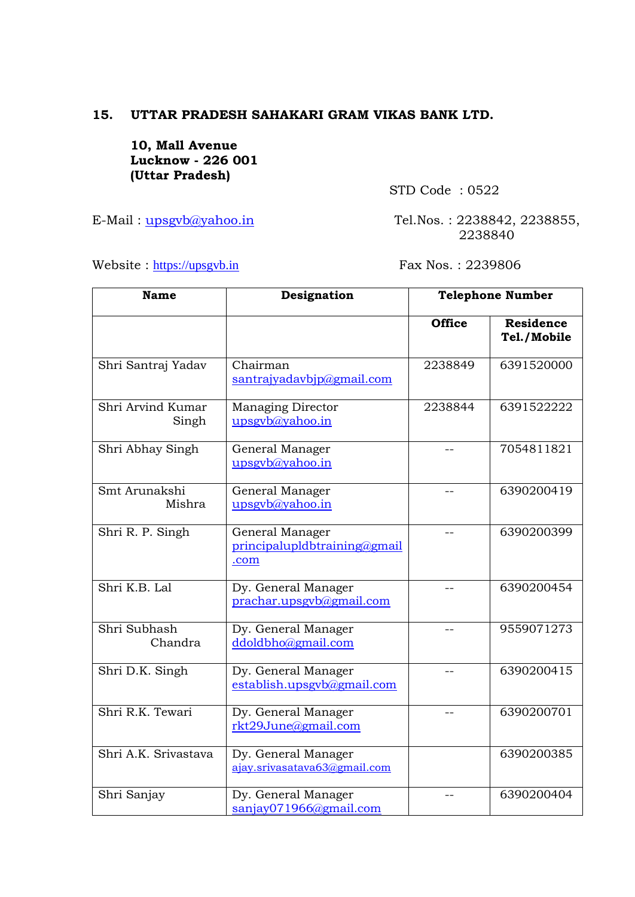**15. UTTAR PRADESH SAHAKARI GRAM VIKAS BANK LTD.**

**10, Mall Avenue**
**Lucknow - 226 001**
**(Uttar Pradesh)**

STD Code : 0522

E-Mail : upsgvb@yahoo.in

Tel.Nos. : 2238842, 2238855, 2238840

Website : https://upsgvb.in

Fax Nos. : 2239806

| Name | Designation | Telephone Number | |
|---|---|---|---|
| | | **Office** | **Residence Tel./Mobile** |
| Shri Santraj Yadav | Chairman santrajyadavbjp@gmail.com | 2238849 | 6391520000 |
| Shri Arvind Kumar Singh | Managing Director upsgvb@yahoo.in | 2238844 | 6391522222 |
| Shri Abhay Singh | General Manager upsgvb@yahoo.in | -- | 7054811821 |
| Smt Arunakshi Mishra | General Manager upsgvb@yahoo.in | -- | 6390200419 |
| Shri R. P. Singh | General Manager principalupldbtraining@gmail.com | -- | 6390200399 |
| Shri K.B. Lal | Dy. General Manager prachar.upsgvb@gmail.com | -- | 6390200454 |
| Shri Subhash Chandra | Dy. General Manager ddoldbho@gmail.com | -- | 9559071273 |
| Shri D.K. Singh | Dy. General Manager establish.upsgvb@gmail.com | -- | 6390200415 |
| Shri R.K. Tewari | Dy. General Manager rkt29June@gmail.com | -- | 6390200701 |
| Shri A.K. Srivastava | Dy. General Manager ajay.srivasatava63@gmail.com | | 6390200385 |
| Shri Sanjay | Dy. General Manager sanjay071966@gmail.com | -- | 6390200404 |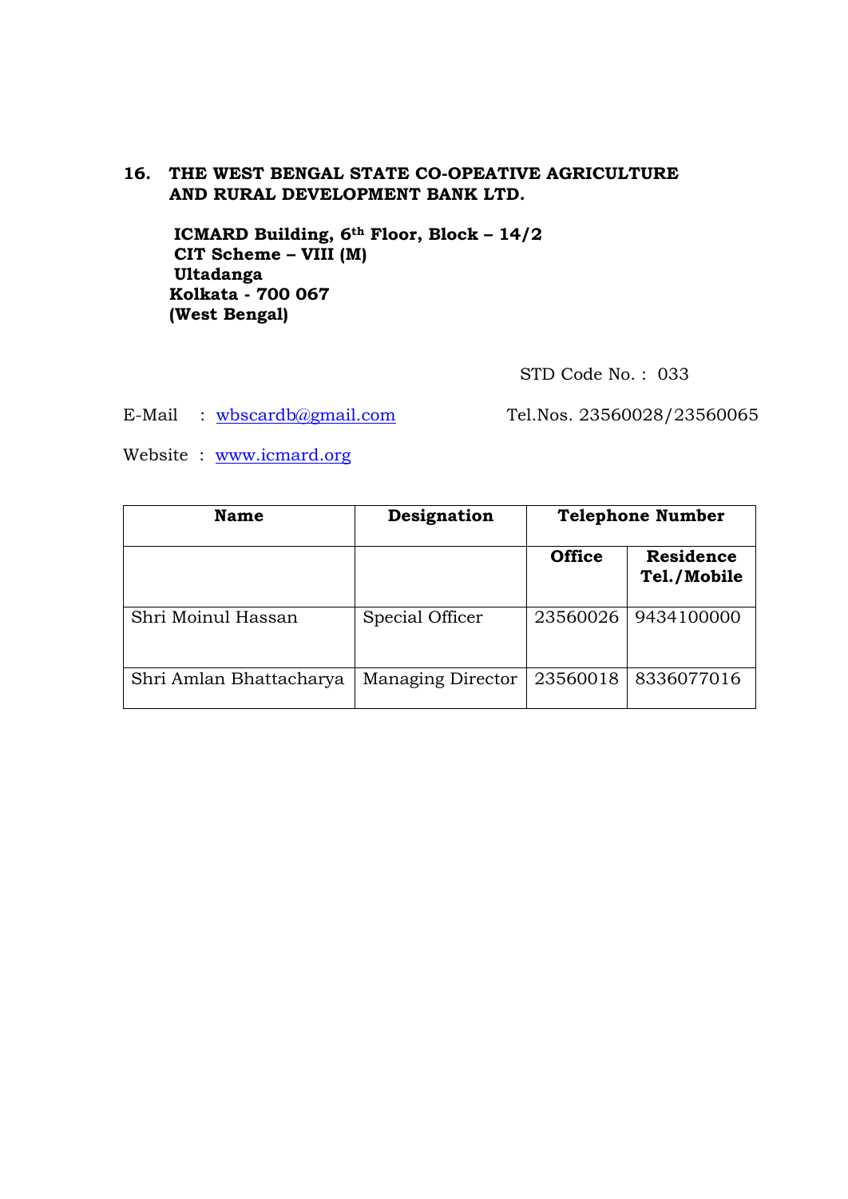## 16. THE WEST BENGAL STATE CO-OPEATIVE AGRICULTURE AND RURAL DEVELOPMENT BANK LTD.

**ICMARD Building, 6th Floor, Block – 14/2**
**CIT Scheme – VIII (M)**
**Ultadanga**
**Kolkata - 700 067**
**(West Bengal)**

STD Code No. : 033

E-Mail : wbscardb@gmail.com Tel.Nos. 23560028/23560065

Website : www.icmard.org

| Name | Designation | Telephone Number | |
|---|---|---|---|
| | | **Office** | **Residence Tel./Mobile** |
| Shri Moinul Hassan | Special Officer | 23560026 | 9434100000 |
| Shri Amlan Bhattacharya | Managing Director | 23560018 | 8336077016 |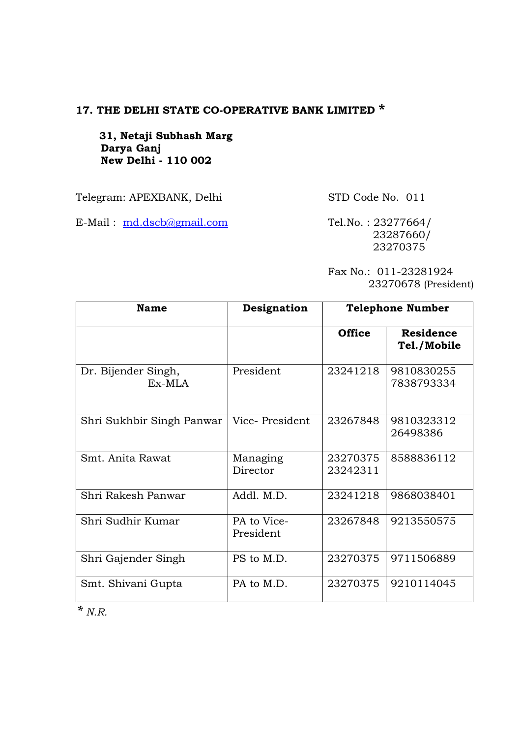## 17. THE DELHI STATE CO-OPERATIVE BANK LIMITED *

**31, Netaji Subhash Marg**
**Darya Ganj**
**New Delhi - 110 002**

Telegram: APEXBANK, Delhi

STD Code No. 011

E-Mail : md.dscb@gmail.com

Tel.No. : 23277664/
23287660/
23270375

Fax No.: 011-23281924
23270678 (President)

| Name | Designation | Telephone Number | |
|---|---|---|---|
| | | **Office** | **Residence Tel./Mobile** |
| Dr. Bijender Singh, Ex-MLA | President | 23241218 | 9810830255 7838793334 |
| Shri Sukhbir Singh Panwar | Vice- President | 23267848 | 9810323312 26498386 |
| Smt. Anita Rawat | Managing Director | 23270375 23242311 | 8588836112 |
| Shri Rakesh Panwar | Addl. M.D. | 23241218 | 9868038401 |
| Shri Sudhir Kumar | PA to Vice-President | 23267848 | 9213550575 |
| Shri Gajender Singh | PS to M.D. | 23270375 | 9711506889 |
| Smt. Shivani Gupta | PA to M.D. | 23270375 | 9210114045 |

* *N.R.*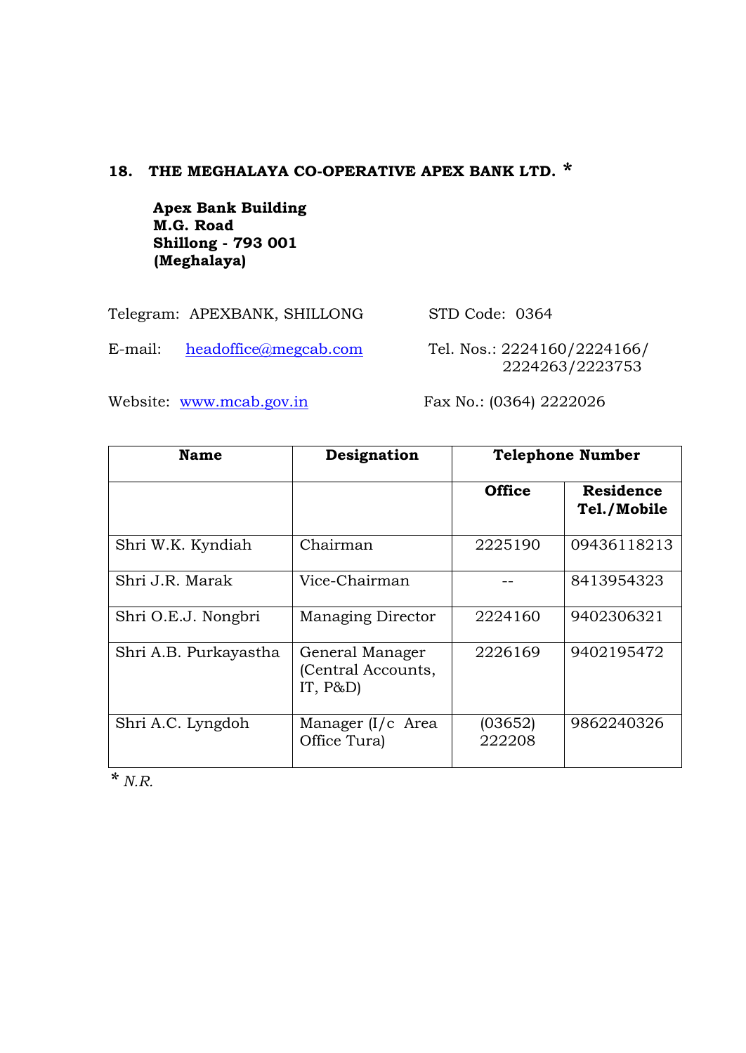## 18. THE MEGHALAYA CO-OPERATIVE APEX BANK LTD. *

**Apex Bank Building**
**M.G. Road**
**Shillong - 793 001**
**(Meghalaya)**

Telegram: APEXBANK, SHILLONG

STD Code: 0364

E-mail: headoffice@megcab.com

Tel. Nos.: 2224160/2224166/ 2224263/2223753

Website: www.mcab.gov.in

Fax No.: (0364) 2222026

| Name | Designation | Telephone Number | |
|---|---|---|---|
| | | Office | Residence Tel./Mobile |
| Shri W.K. Kyndiah | Chairman | 2225190 | 09436118213 |
| Shri J.R. Marak | Vice-Chairman | -- | 8413954323 |
| Shri O.E.J. Nongbri | Managing Director | 2224160 | 9402306321 |
| Shri A.B. Purkayastha | General Manager (Central Accounts, IT, P&D) | 2226169 | 9402195472 |
| Shri A.C. Lyngdoh | Manager (I/c Area Office Tura) | (03652) 222208 | 9862240326 |

\* *N.R.*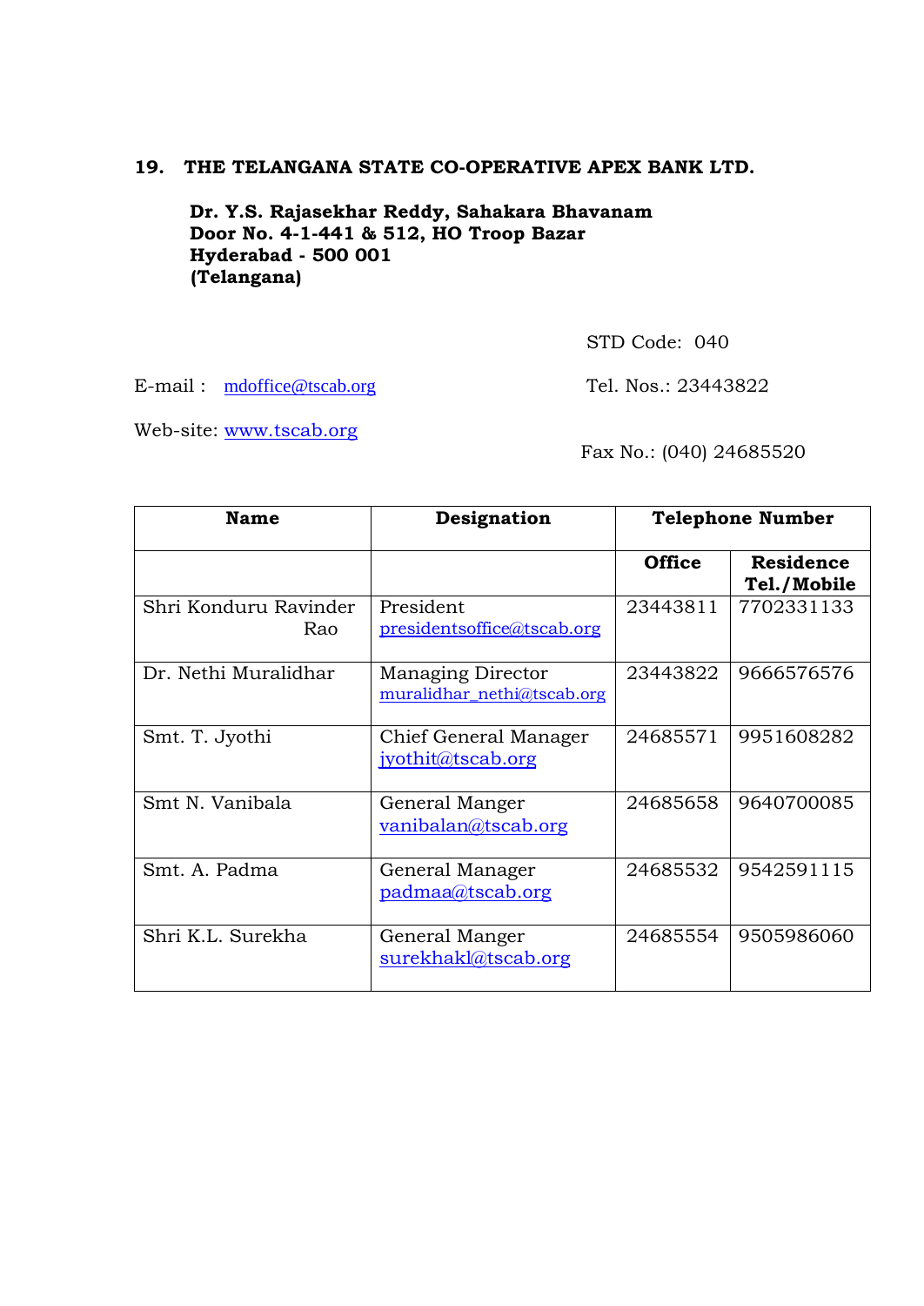**19. THE TELANGANA STATE CO-OPERATIVE APEX BANK LTD.**

**Dr. Y.S. Rajasekhar Reddy, Sahakara Bhavanam**
**Door No. 4-1-441 & 512, HO Troop Bazar**
**Hyderabad - 500 001**
**(Telangana)**

STD Code: 040

E-mail : mdoffice@tscab.org

Tel. Nos.: 23443822

Web-site: www.tscab.org

Fax No.: (040) 24685520

| **Name** | **Designation** | **Telephone Number** | |
|---|---|---|---|
| | | **Office** | **Residence Tel./Mobile** |
| Shri Konduru Ravinder Rao | President presidentsoffice@tscab.org | 23443811 | 7702331133 |
| Dr. Nethi Muralidhar | Managing Director muralidhar_nethi@tscab.org | 23443822 | 9666576576 |
| Smt. T. Jyothi | Chief General Manager jyothit@tscab.org | 24685571 | 9951608282 |
| Smt N. Vanibala | General Manger vanibalan@tscab.org | 24685658 | 9640700085 |
| Smt. A. Padma | General Manager padmaa@tscab.org | 24685532 | 9542591115 |
| Shri K.L. Surekha | General Manger surekhakl@tscab.org | 24685554 | 9505986060 |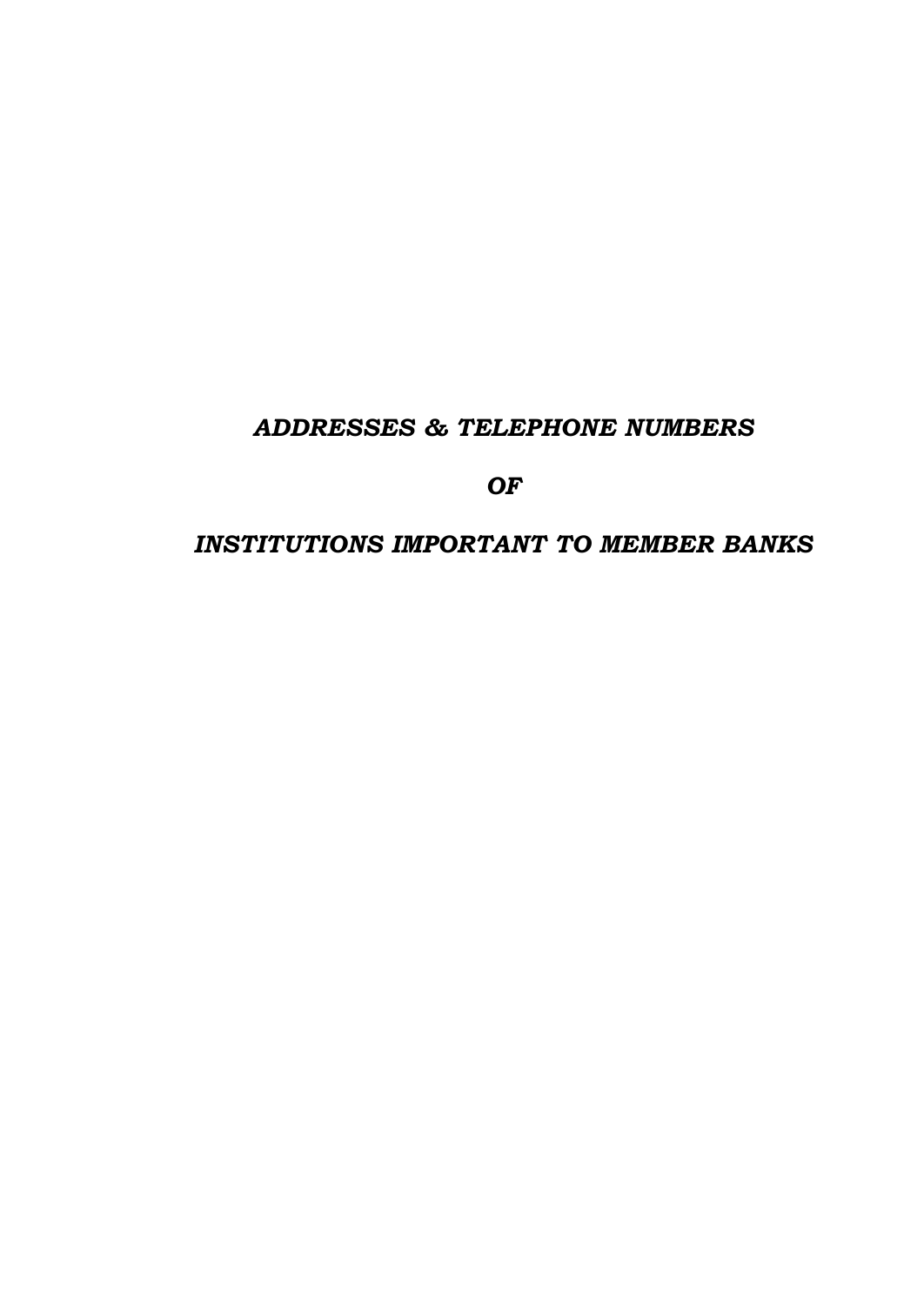# *ADDRESSES & TELEPHONE NUMBERS*

# *OF*

# *INSTITUTIONS IMPORTANT TO MEMBER BANKS*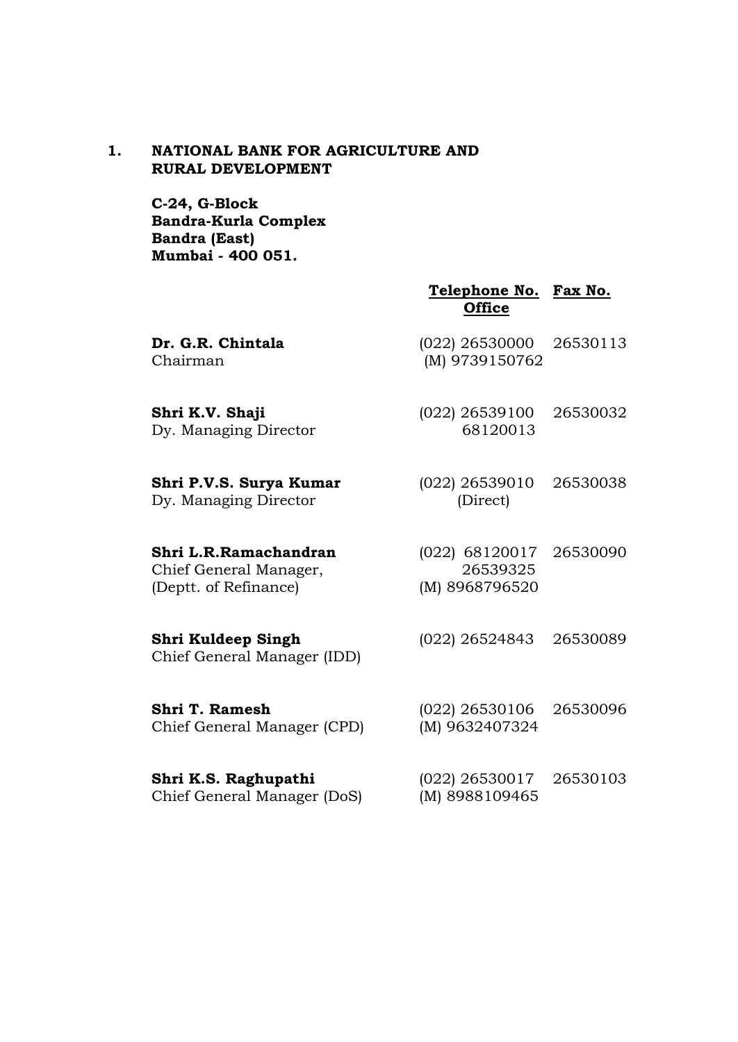## 1. NATIONAL BANK FOR AGRICULTURE AND RURAL DEVELOPMENT

**C-24, G-Block**
**Bandra-Kurla Complex**
**Bandra (East)**
**Mumbai - 400 051.**

| | Telephone No. Office | Fax No. |
|---|---|---|
| **Dr. G.R. Chintala**<br>Chairman | (022) 26530000<br>(M) 9739150762 | 26530113 |
| **Shri K.V. Shaji**<br>Dy. Managing Director | (022) 26539100<br>68120013 | 26530032 |
| **Shri P.V.S. Surya Kumar**<br>Dy. Managing Director | (022) 26539010<br>(Direct) | 26530038 |
| **Shri L.R.Ramachandran**<br>Chief General Manager,<br>(Deptt. of Refinance) | (022) 68120017<br>26539325<br>(M) 8968796520 | 26530090 |
| **Shri Kuldeep Singh**<br>Chief General Manager (IDD) | (022) 26524843 | 26530089 |
| **Shri T. Ramesh**<br>Chief General Manager (CPD) | (022) 26530106<br>(M) 9632407324 | 26530096 |
| **Shri K.S. Raghupathi**<br>Chief General Manager (DoS) | (022) 26530017<br>(M) 8988109465 | 26530103 |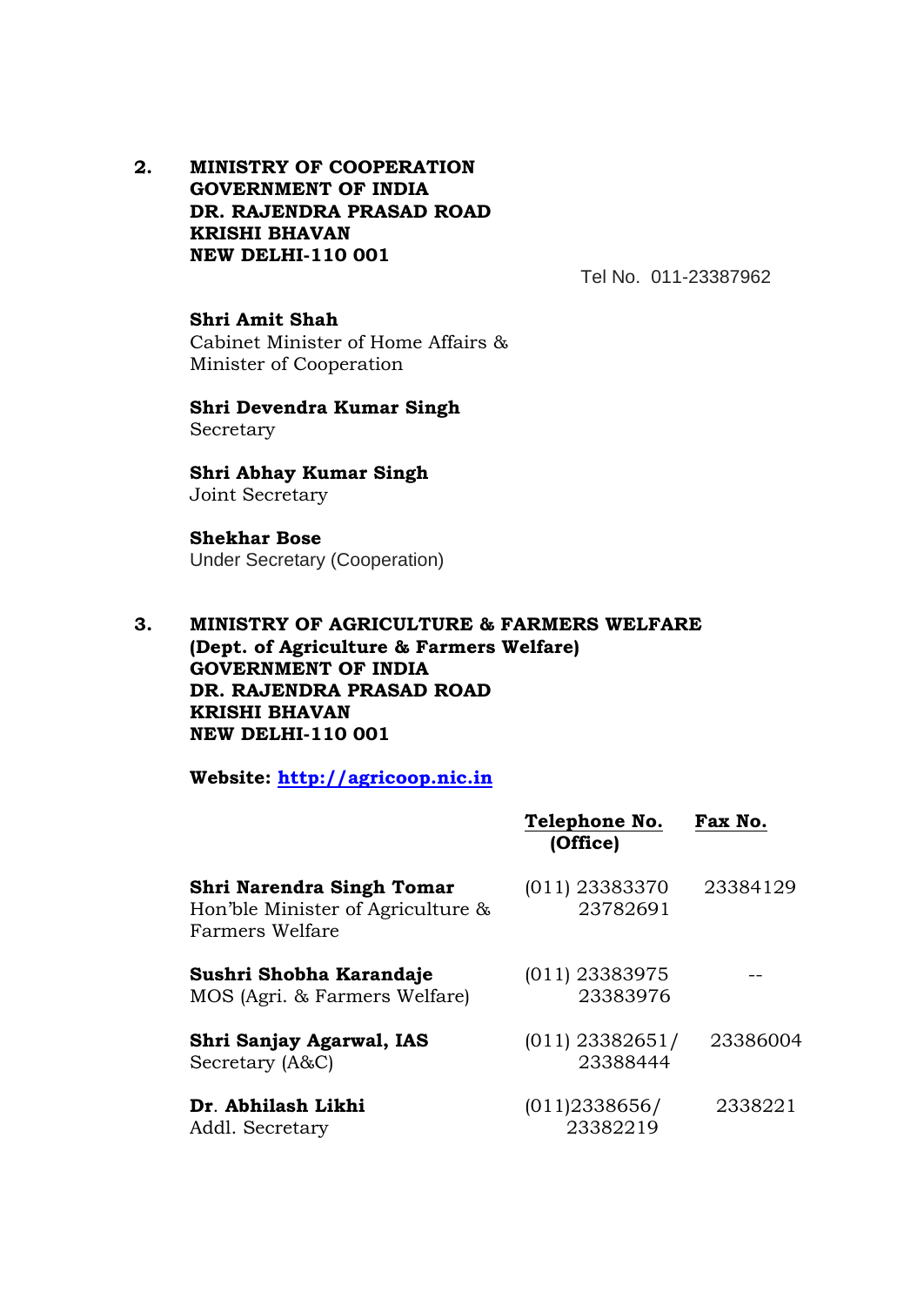**2. MINISTRY OF COOPERATION**
**GOVERNMENT OF INDIA**
**DR. RAJENDRA PRASAD ROAD**
**KRISHI BHAVAN**
**NEW DELHI-110 001**

Tel No. 011-23387962

**Shri Amit Shah**
Cabinet Minister of Home Affairs &
Minister of Cooperation

**Shri Devendra Kumar Singh**
Secretary

**Shri Abhay Kumar Singh**
Joint Secretary

**Shekhar Bose**
Under Secretary (Cooperation)

**3. MINISTRY OF AGRICULTURE & FARMERS WELFARE**
**(Dept. of Agriculture & Farmers Welfare)**
**GOVERNMENT OF INDIA**
**DR. RAJENDRA PRASAD ROAD**
**KRISHI BHAVAN**
**NEW DELHI-110 001**

**Website: [http://agricoop.nic.in](http://agricoop.nic.in)**

| | Telephone No. (Office) | Fax No. |
|---|---|---|
| **Shri Narendra Singh Tomar** Hon'ble Minister of Agriculture & Farmers Welfare | (011) 23383370 23782691 | 23384129 |
| **Sushri Shobha Karandaje** MOS (Agri. & Farmers Welfare) | (011) 23383975 23383976 | -- |
| **Shri Sanjay Agarwal, IAS** Secretary (A&C) | (011) 23382651/ 23388444 | 23386004 |
| **Dr. Abhilash Likhi** Addl. Secretary | (011)2338656/ 23382219 | 2338221 |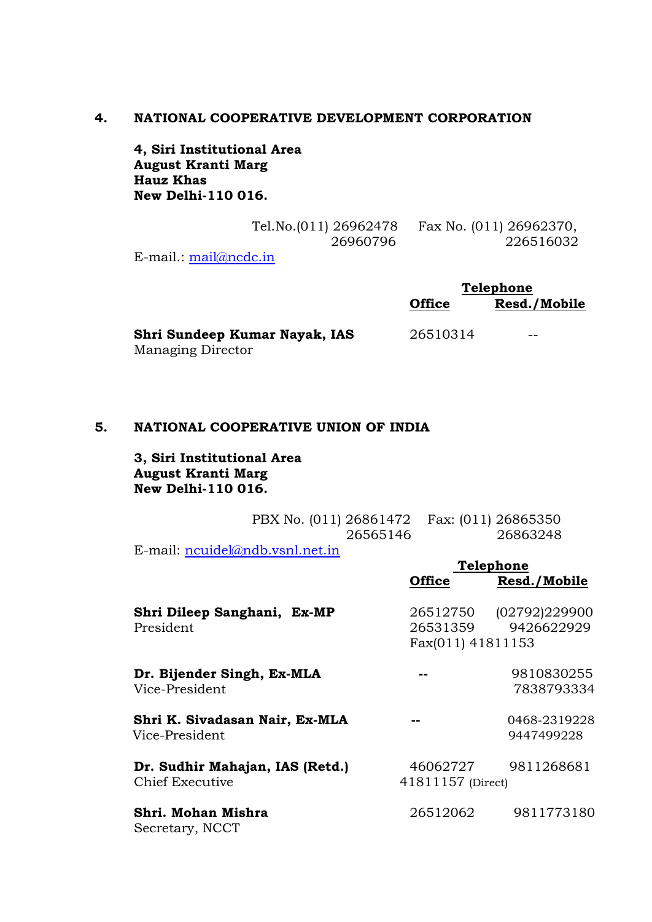## 4. NATIONAL COOPERATIVE DEVELOPMENT CORPORATION

**4, Siri Institutional Area**
**August Kranti Marg**
**Hauz Khas**
**New Delhi-110 016.**

Tel.No.(011) 26962478, 26960796    Fax No. (011) 26962370, 226516032

E-mail.: mail@ncdc.in

| | Telephone | |
|---|---|---|
| | **Office** | **Resd./Mobile** |
| **Shri Sundeep Kumar Nayak, IAS**<br>Managing Director | 26510314 | -- |

## 5. NATIONAL COOPERATIVE UNION OF INDIA

**3, Siri Institutional Area**
**August Kranti Marg**
**New Delhi-110 016.**

PBX No. (011) 26861472, 26565146    Fax: (011) 26865350, 26863248

E-mail: ncuidel@ndb.vsnl.net.in

| | Telephone | |
|---|---|---|
| | **Office** | **Resd./Mobile** |
| **Shri Dileep Sanghani, Ex-MP**<br>President | 26512750<br>26531359<br>Fax(011) 41811153 | (02792)229900<br>9426622929 |
| **Dr. Bijender Singh, Ex-MLA**<br>Vice-President | -- | 9810830255<br>7838793334 |
| **Shri K. Sivadasan Nair, Ex-MLA**<br>Vice-President | -- | 0468-2319228<br>9447499228 |
| **Dr. Sudhir Mahajan, IAS (Retd.)**<br>Chief Executive | 46062727<br>41811157 (Direct) | 9811268681 |
| **Shri. Mohan Mishra**<br>Secretary, NCCT | 26512062 | 9811773180 |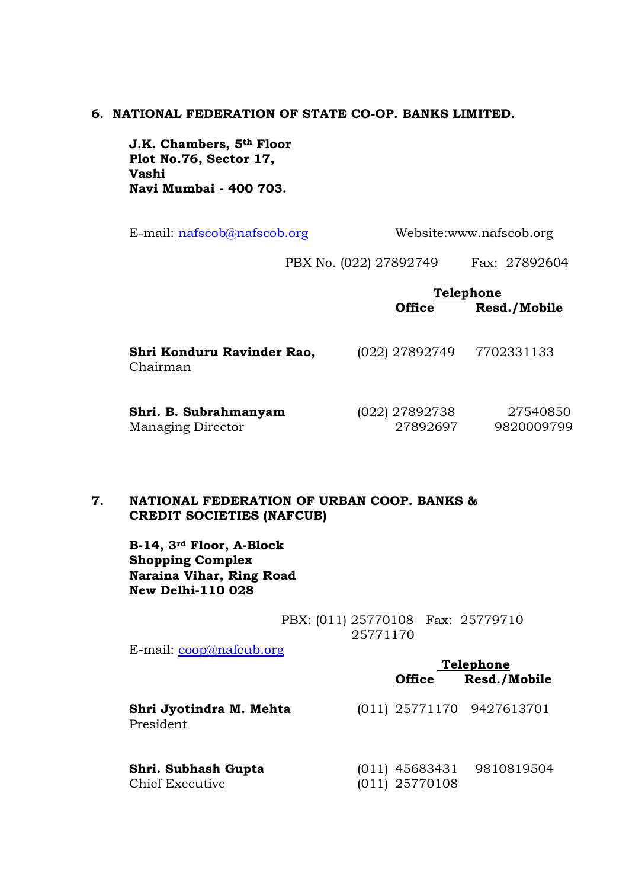**6. NATIONAL FEDERATION OF STATE CO-OP. BANKS LIMITED.**

**J.K. Chambers, 5th Floor**
**Plot No.76, Sector 17,**
**Vashi**
**Navi Mumbai - 400 703.**

E-mail: nafscob@nafscob.org Website:www.nafscob.org

PBX No. (022) 27892749 Fax: 27892604

| | Telephone | |
|---|---|---|
| | **Office** | **Resd./Mobile** |
| **Shri Konduru Ravinder Rao,** Chairman | (022) 27892749 | 7702331133 |
| **Shri. B. Subrahmanyam** Managing Director | (022) 27892738<br>27892697 | 27540850<br>9820009799 |

**7. NATIONAL FEDERATION OF URBAN COOP. BANKS & CREDIT SOCIETIES (NAFCUB)**

**B-14, 3rd Floor, A-Block**
**Shopping Complex**
**Naraina Vihar, Ring Road**
**New Delhi-110 028**

PBX: (011) 25770108 Fax: 25779710
25771170

E-mail: coop@nafcub.org

| | Telephone | |
|---|---|---|
| | **Office** | **Resd./Mobile** |
| **Shri Jyotindra M. Mehta** President | (011) 25771170 | 9427613701 |
| **Shri. Subhash Gupta** Chief Executive | (011) 45683431<br>(011) 25770108 | 9810819504 |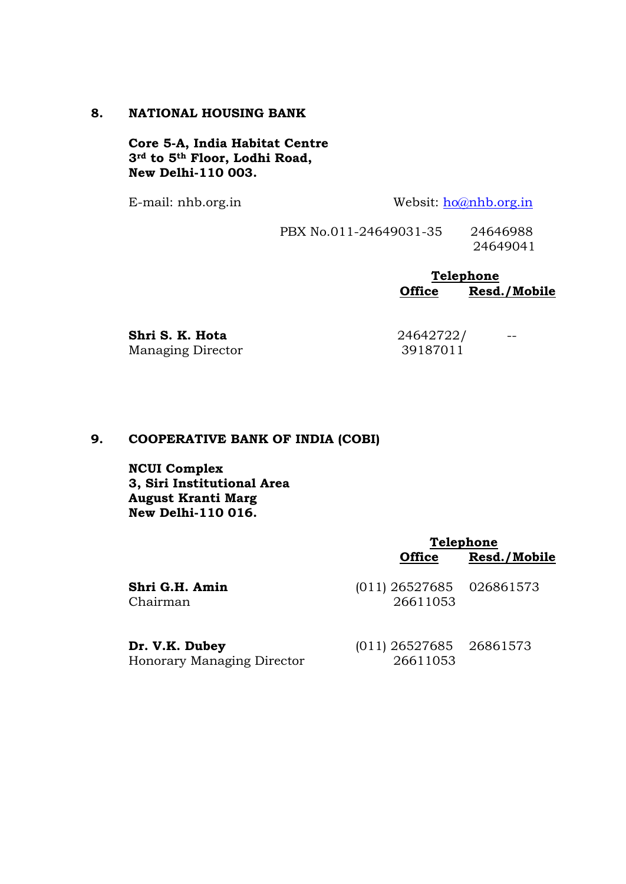## 8. NATIONAL HOUSING BANK

**Core 5-A, India Habitat Centre**
**3rd to 5th Floor, Lodhi Road,**
**New Delhi-110 003.**

E-mail: nhb.org.in Websit: ho@nhb.org.in

PBX No.011-24649031-35 24646988
24649041

| | Telephone | |
|---|---|---|
| | **Office** | **Resd./Mobile** |
| **Shri S. K. Hota**<br>Managing Director | 24642722/<br>39187011 | -- |

## 9. COOPERATIVE BANK OF INDIA (COBI)

**NCUI Complex**
**3, Siri Institutional Area**
**August Kranti Marg**
**New Delhi-110 016.**

| | Telephone | |
|---|---|---|
| | **Office** | **Resd./Mobile** |
| **Shri G.H. Amin**<br>Chairman | (011) 26527685<br>26611053 | 026861573 |
| **Dr. V.K. Dubey**<br>Honorary Managing Director | (011) 26527685<br>26611053 | 26861573 |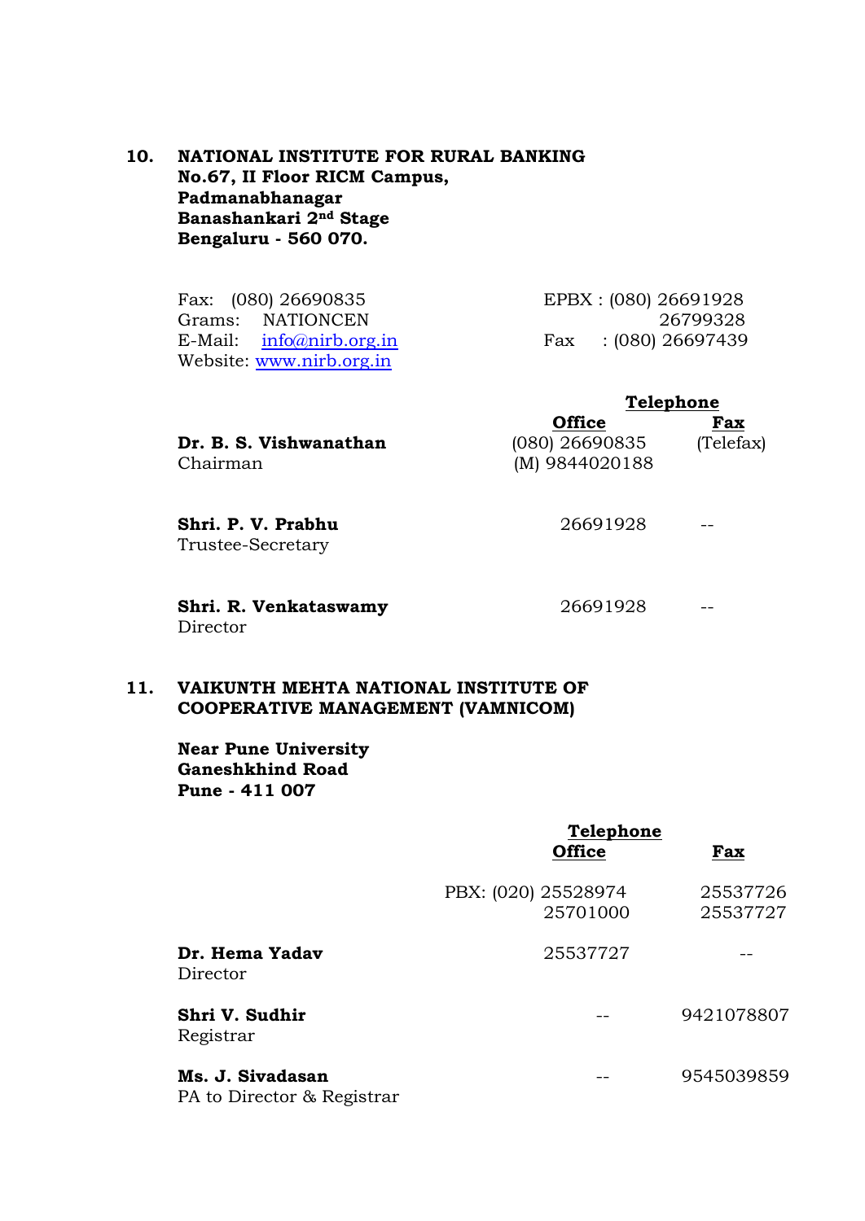**10. NATIONAL INSTITUTE FOR RURAL BANKING**
**No.67, II Floor RICM Campus,**
**Padmanabhanagar**
**Banashankari 2nd Stage**
**Bengaluru - 560 070.**

Fax: (080) 26690835
Grams: NATIONCEN
E-Mail: info@nirb.org.in
Website: www.nirb.org.in

EPBX : (080) 26691928
26799328
Fax : (080) 26697439

| | Telephone | |
|---|---|---|
| | **Office** | **Fax** |
| **Dr. B. S. Vishwanathan**<br>Chairman | (080) 26690835<br>(M) 9844020188 | (Telefax) |
| **Shri. P. V. Prabhu**<br>Trustee-Secretary | 26691928 | -- |
| **Shri. R. Venkataswamy**<br>Director | 26691928 | -- |

**11. VAIKUNTH MEHTA NATIONAL INSTITUTE OF COOPERATIVE MANAGEMENT (VAMNICOM)**

**Near Pune University**
**Ganeshkhind Road**
**Pune - 411 007**

| | Telephone | |
|---|---|---|
| | **Office** | **Fax** |
| | PBX: (020) 25528974<br>25701000 | 25537726<br>25537727 |
| **Dr. Hema Yadav**<br>Director | 25537727 | -- |
| **Shri V. Sudhir**<br>Registrar | -- | 9421078807 |
| **Ms. J. Sivadasan**<br>PA to Director & Registrar | -- | 9545039859 |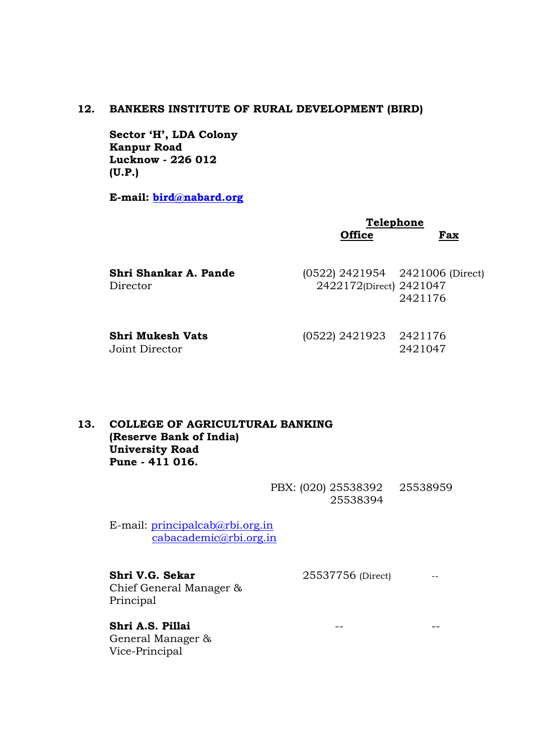## 12. BANKERS INSTITUTE OF RURAL DEVELOPMENT (BIRD)

**Sector 'H', LDA Colony**
**Kanpur Road**
**Lucknow - 226 012**
**(U.P.)**

**E-mail: bird@nabard.org**

| | Telephone Office | Fax |
|---|---|---|
| **Shri Shankar A. Pande**<br>Director | (0522) 2421954<br>2422172(Direct) | 2421006 (Direct)<br>2421047<br>2421176 |
| **Shri Mukesh Vats**<br>Joint Director | (0522) 2421923 | 2421176<br>2421047 |

## 13. COLLEGE OF AGRICULTURAL BANKING

**(Reserve Bank of India)**
**University Road**
**Pune - 411 016.**

PBX: (020) 25538392, 25538394 — Fax: 25538959

E-mail: principalcab@rbi.org.in
cabacademic@rbi.org.in

| | Telephone Office | Fax |
|---|---|---|
| **Shri V.G. Sekar**<br>Chief General Manager & Principal | 25537756 (Direct) | -- |
| **Shri A.S. Pillai**<br>General Manager & Vice-Principal | -- | -- |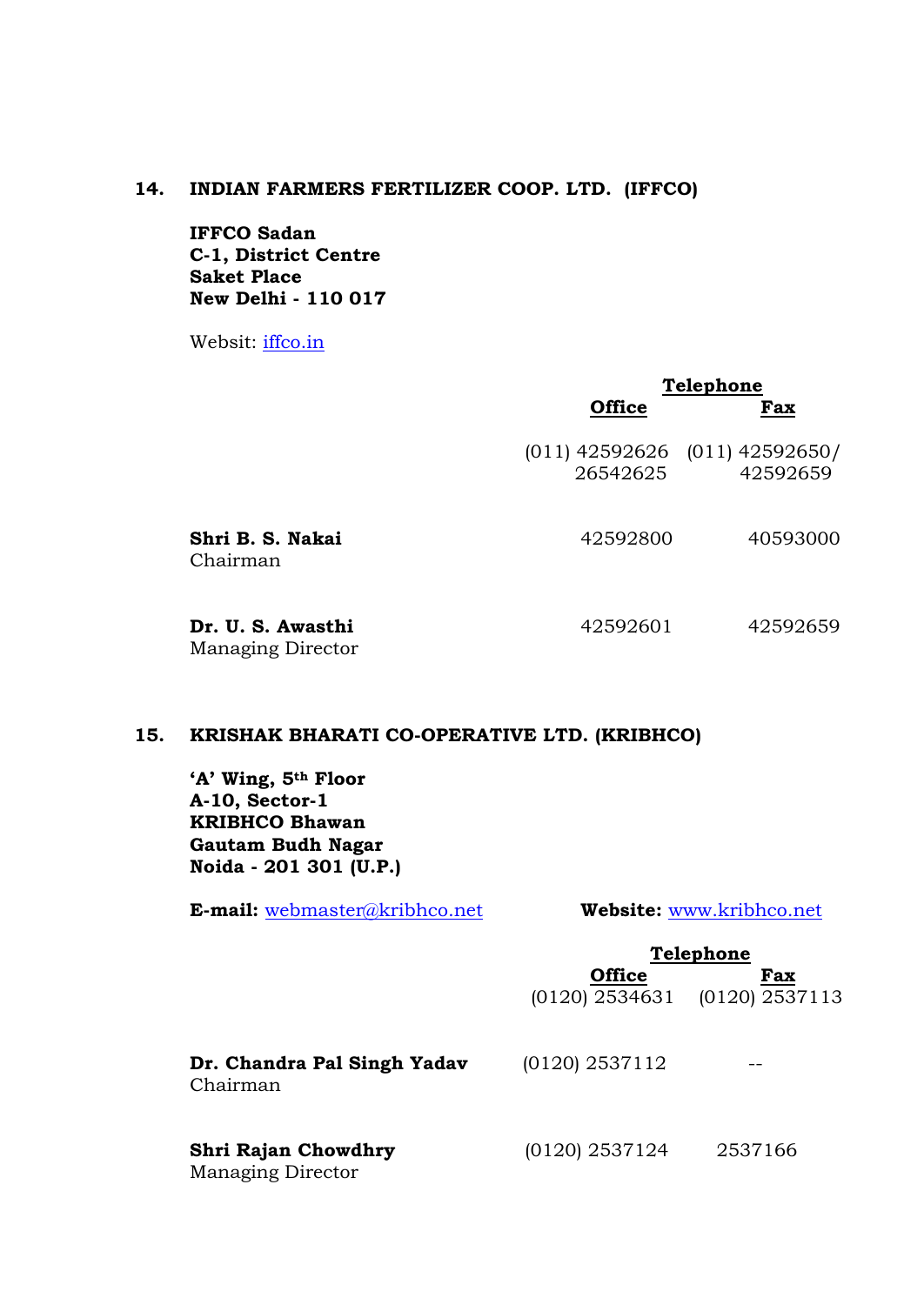## 14. INDIAN FARMERS FERTILIZER COOP. LTD. (IFFCO)

**IFFCO Sadan**
**C-1, District Centre**
**Saket Place**
**New Delhi - 110 017**

Websit: iffco.in

| | Telephone | |
|---|---|---|
| | **Office** | **Fax** |
| | (011) 42592626 26542625 | (011) 42592650/ 42592659 |
| **Shri B. S. Nakai** Chairman | 42592800 | 40593000 |
| **Dr. U. S. Awasthi** Managing Director | 42592601 | 42592659 |

## 15. KRISHAK BHARATI CO-OPERATIVE LTD. (KRIBHCO)

**'A' Wing, 5th Floor**
**A-10, Sector-1**
**KRIBHCO Bhawan**
**Gautam Budh Nagar**
**Noida - 201 301 (U.P.)**

**E-mail:** webmaster@kribhco.net **Website:** www.kribhco.net

| | Telephone | |
|---|---|---|
| | **Office** | **Fax** |
| | (0120) 2534631 | (0120) 2537113 |
| **Dr. Chandra Pal Singh Yadav** Chairman | (0120) 2537112 | -- |
| **Shri Rajan Chowdhry** Managing Director | (0120) 2537124 | 2537166 |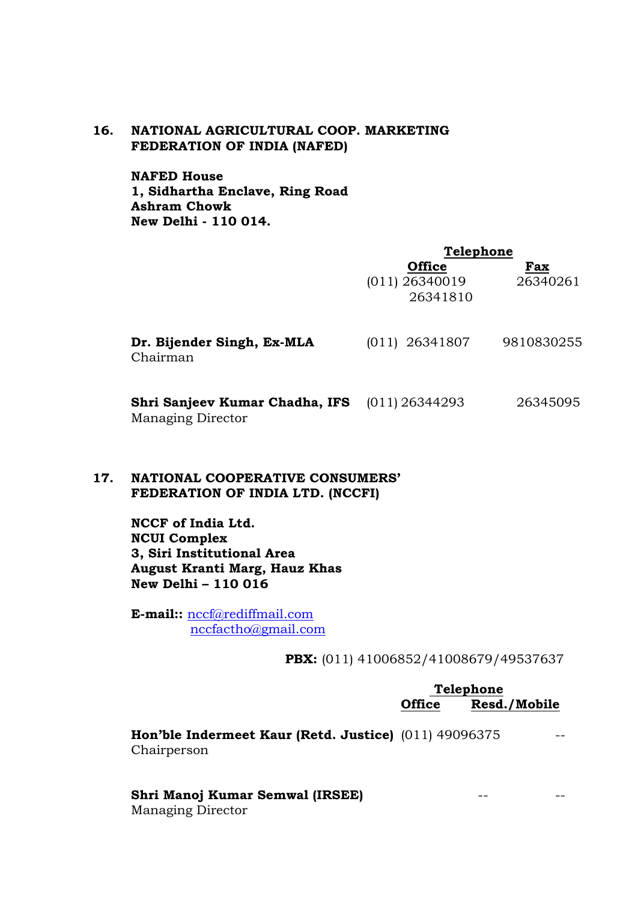## 16. NATIONAL AGRICULTURAL COOP. MARKETING FEDERATION OF INDIA (NAFED)

**NAFED House**
**1, Sidhartha Enclave, Ring Road**
**Ashram Chowk**
**New Delhi - 110 014.**

| | Telephone | |
|---|---|---|
| | **Office** | **Fax** |
| | (011) 26340019<br>26341810 | 26340261 |
| **Dr. Bijender Singh, Ex-MLA**<br>Chairman | (011) 26341807 | 9810830255 |
| **Shri Sanjeev Kumar Chadha, IFS**<br>Managing Director | (011) 26344293 | 26345095 |

## 17. NATIONAL COOPERATIVE CONSUMERS' FEDERATION OF INDIA LTD. (NCCFI)

**NCCF of India Ltd.**
**NCUI Complex**
**3, Siri Institutional Area**
**August Kranti Marg, Hauz Khas**
**New Delhi – 110 016**

**E-mail::** nccf@rediffmail.com
nccfactho@gmail.com

**PBX:** (011) 41006852/41008679/49537637

| | Telephone | |
|---|---|---|
| | **Office** | **Resd./Mobile** |
| **Hon'ble Indermeet Kaur (Retd. Justice)**<br>Chairperson | (011) 49096375 | -- |
| **Shri Manoj Kumar Semwal (IRSEE)**<br>Managing Director | -- | -- |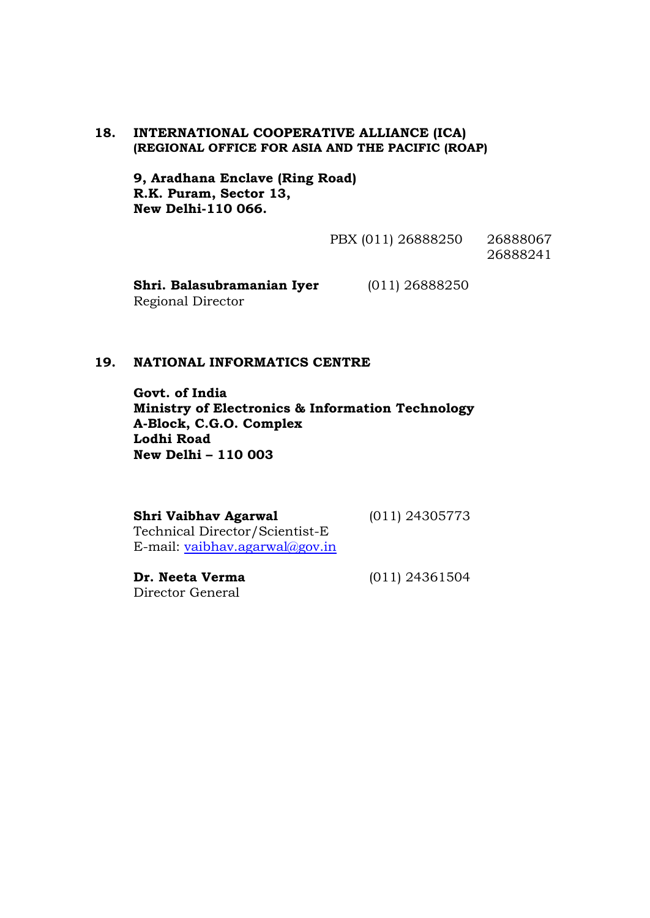**18. INTERNATIONAL COOPERATIVE ALLIANCE (ICA)**
**(REGIONAL OFFICE FOR ASIA AND THE PACIFIC (ROAP)**

**9, Aradhana Enclave (Ring Road)**
**R.K. Puram, Sector 13,**
**New Delhi-110 066.**

PBX (011) 26888250 26888067
26888241

**Shri. Balasubramanian Iyer** (011) 26888250
Regional Director

**19. NATIONAL INFORMATICS CENTRE**

**Govt. of India**
**Ministry of Electronics & Information Technology**
**A-Block, C.G.O. Complex**
**Lodhi Road**
**New Delhi – 110 003**

**Shri Vaibhav Agarwal** (011) 24305773
Technical Director/Scientist-E
E-mail: vaibhav.agarwal@gov.in

**Dr. Neeta Verma** (011) 24361504
Director General